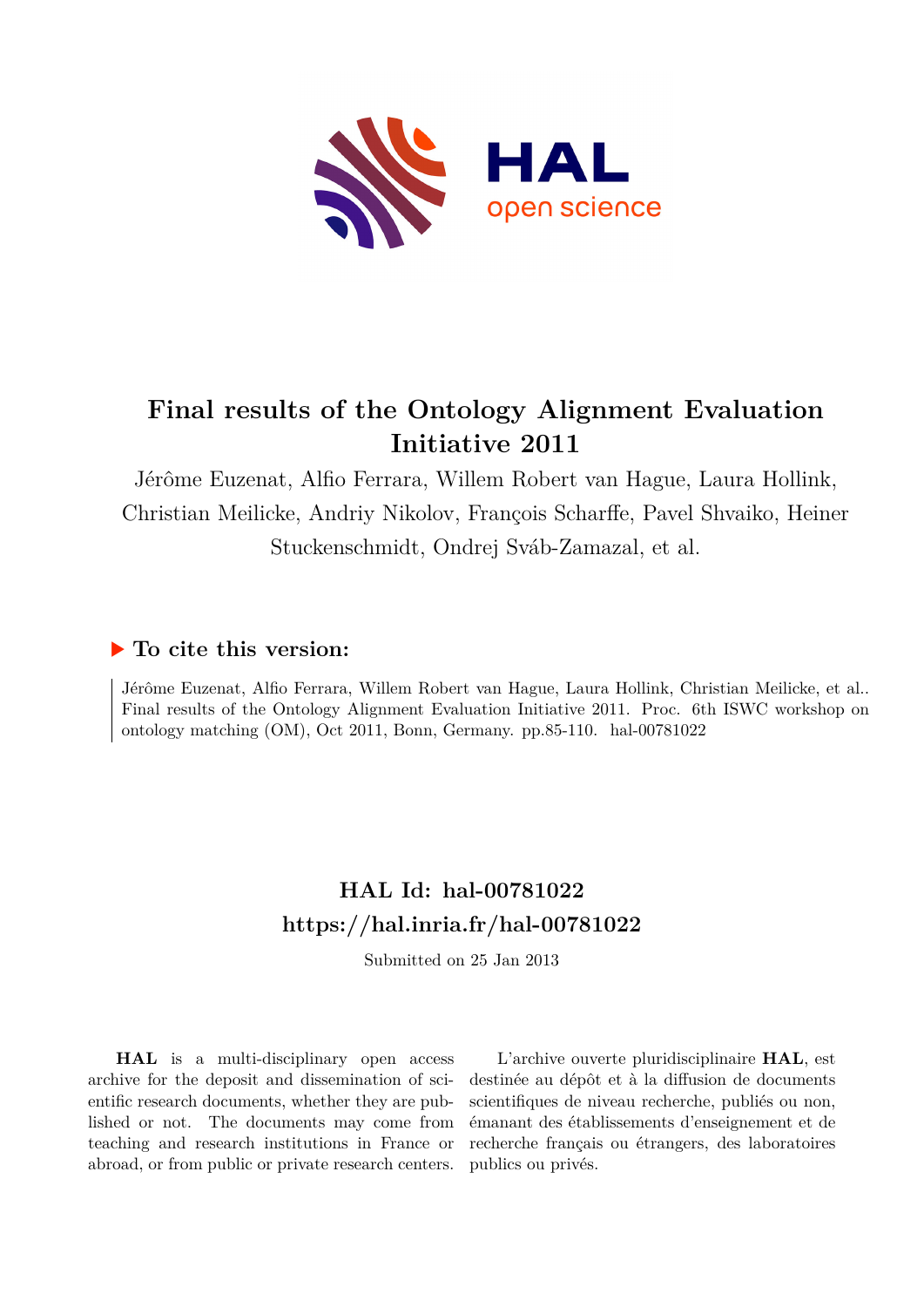# Final results of the Ontology Alignment Evaluation Initiative 2011

Jérôme Euzenat, Alfio Ferrara, Willem Robert van Hague, Laura Hollink, Christian Meilicke, Andriy Nikolov, François Scharffe, Pavel Shvaiko, Heiner Stuckenschmidt, Ondrej Sváb-Zamazal, et al.

## ▶ To cite this version:

Jérôme Euzenat, Alfio Ferrara, Willem Robert van Hague, Laura Hollink, Christian Meilicke, et al.. Final results of the Ontology Alignment Evaluation Initiative 2011. Proc. 6th ISWC workshop on ontology matching (OM), Oct 2011, Bonn, Germany. pp.85-110. hal-00781022

## HAL Id: hal-00781022
## https://hal.inria.fr/hal-00781022

Submitted on 25 Jan 2013

**HAL** is a multi-disciplinary open access archive for the deposit and dissemination of scientific research documents, whether they are published or not. The documents may come from teaching and research institutions in France or abroad, or from public or private research centers.

L'archive ouverte pluridisciplinaire **HAL**, est destinée au dépôt et à la diffusion de documents scientifiques de niveau recherche, publiés ou non, émanant des établissements d'enseignement et de recherche français ou étrangers, des laboratoires publics ou privés.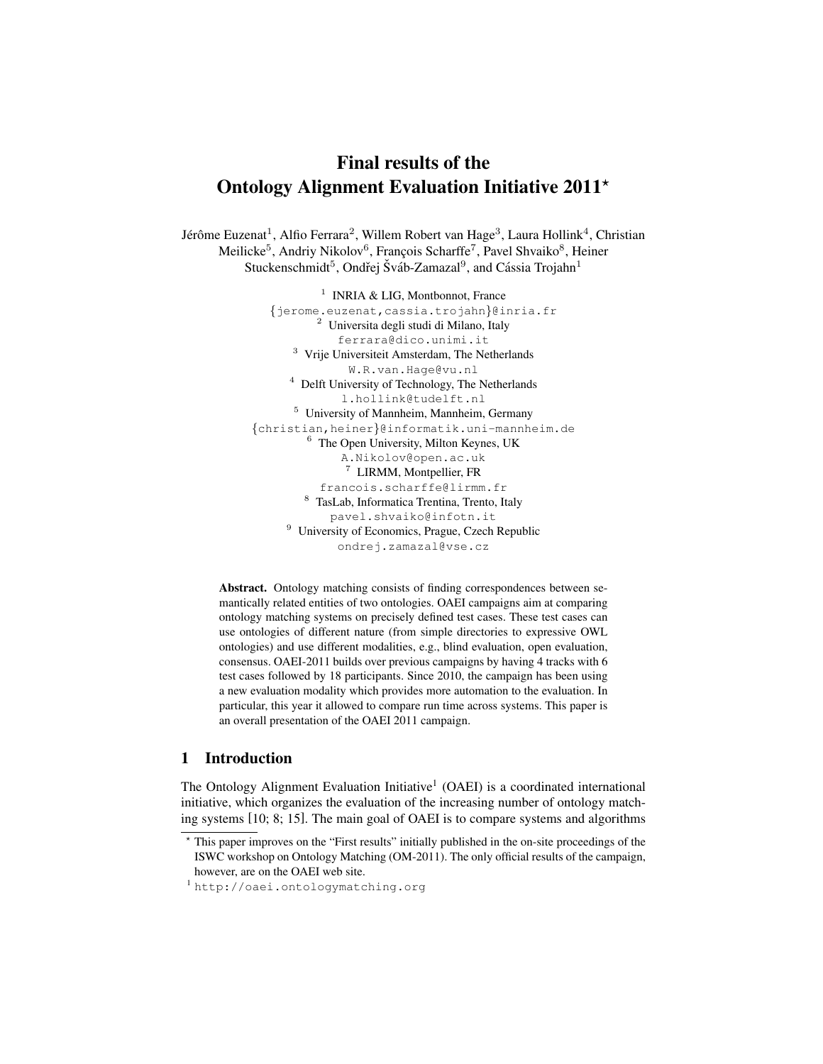# Final results of the Ontology Alignment Evaluation Initiative 2011*

Jérôme Euzenat[1], Alfio Ferrara[2], Willem Robert van Hage[3], Laura Hollink[4], Christian Meilicke[5], Andriy Nikolov[6], François Scharffe[7], Pavel Shvaiko[8], Heiner Stuckenschmidt[5], Ondřej Šváb-Zamazal[9], and Cássia Trojahn[1]

[1] INRIA & LIG, Montbonnot, France
{jerome.euzenat,cassia.trojahn}@inria.fr
[2] Universita degli studi di Milano, Italy
ferrara@dico.unimi.it
[3] Vrije Universiteit Amsterdam, The Netherlands
W.R.van.Hage@vu.nl
[4] Delft University of Technology, The Netherlands
l.hollink@tudelft.nl
[5] University of Mannheim, Mannheim, Germany
{christian,heiner}@informatik.uni-mannheim.de
[6] The Open University, Milton Keynes, UK
A.Nikolov@open.ac.uk
[7] LIRMM, Montpellier, FR
francois.scharffe@lirmm.fr
[8] TasLab, Informatica Trentina, Trento, Italy
pavel.shvaiko@infotn.it
[9] University of Economics, Prague, Czech Republic
ondrej.zamazal@vse.cz

**Abstract.** Ontology matching consists of finding correspondences between semantically related entities of two ontologies. OAEI campaigns aim at comparing ontology matching systems on precisely defined test cases. These test cases can use ontologies of different nature (from simple directories to expressive OWL ontologies) and use different modalities, e.g., blind evaluation, open evaluation, consensus. OAEI-2011 builds over previous campaigns by having 4 tracks with 6 test cases followed by 18 participants. Since 2010, the campaign has been using a new evaluation modality which provides more automation to the evaluation. In particular, this year it allowed to compare run time across systems. This paper is an overall presentation of the OAEI 2011 campaign.

## 1 Introduction

The Ontology Alignment Evaluation Initiative[1] (OAEI) is a coordinated international initiative, which organizes the evaluation of the increasing number of ontology matching systems [10; 8; 15]. The main goal of OAEI is to compare systems and algorithms

* This paper improves on the "First results" initially published in the on-site proceedings of the ISWC workshop on Ontology Matching (OM-2011). The only official results of the campaign, however, are on the OAEI web site.

[1] http://oaei.ontologymatching.org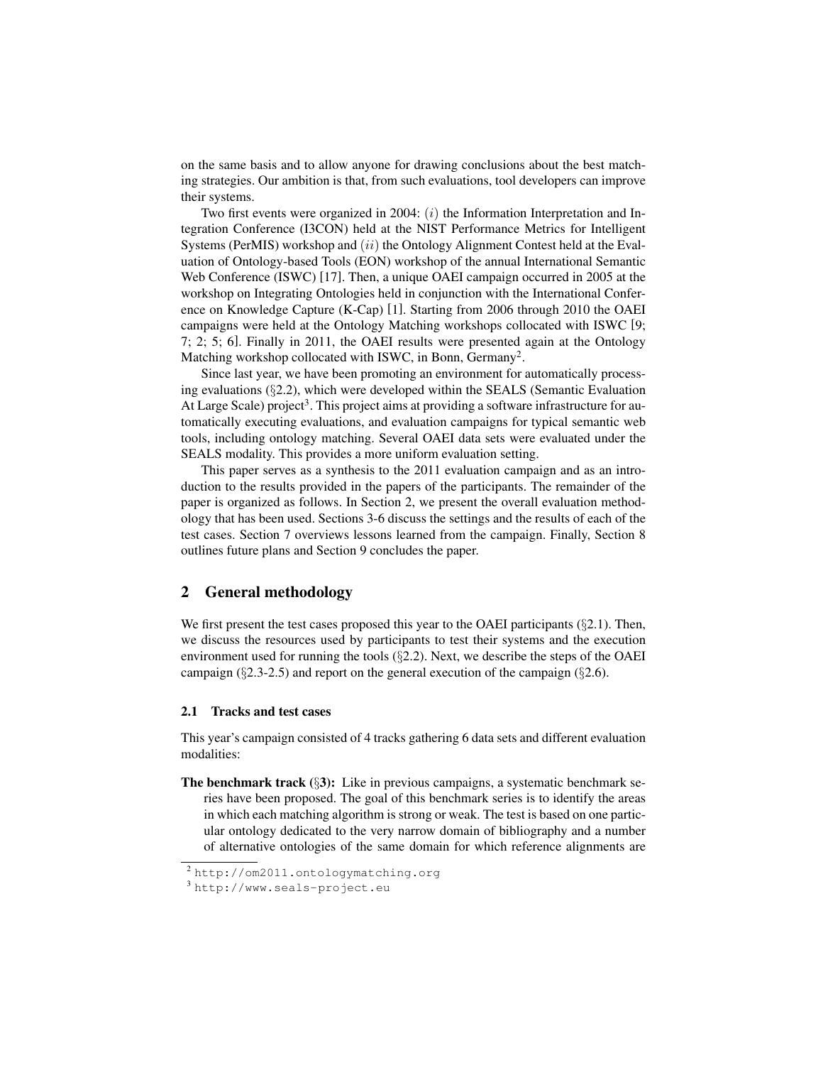on the same basis and to allow anyone for drawing conclusions about the best matching strategies. Our ambition is that, from such evaluations, tool developers can improve their systems.

Two first events were organized in 2004: ($i$) the Information Interpretation and Integration Conference (I3CON) held at the NIST Performance Metrics for Intelligent Systems (PerMIS) workshop and ($ii$) the Ontology Alignment Contest held at the Evaluation of Ontology-based Tools (EON) workshop of the annual International Semantic Web Conference (ISWC) [17]. Then, a unique OAEI campaign occurred in 2005 at the workshop on Integrating Ontologies held in conjunction with the International Conference on Knowledge Capture (K-Cap) [1]. Starting from 2006 through 2010 the OAEI campaigns were held at the Ontology Matching workshops collocated with ISWC [9; 7; 2; 5; 6]. Finally in 2011, the OAEI results were presented again at the Ontology Matching workshop collocated with ISWC, in Bonn, Germany[2].

Since last year, we have been promoting an environment for automatically processing evaluations (§2.2), which were developed within the SEALS (Semantic Evaluation At Large Scale) project[3]. This project aims at providing a software infrastructure for automatically executing evaluations, and evaluation campaigns for typical semantic web tools, including ontology matching. Several OAEI data sets were evaluated under the SEALS modality. This provides a more uniform evaluation setting.

This paper serves as a synthesis to the 2011 evaluation campaign and as an introduction to the results provided in the papers of the participants. The remainder of the paper is organized as follows. In Section 2, we present the overall evaluation methodology that has been used. Sections 3-6 discuss the settings and the results of each of the test cases. Section 7 overviews lessons learned from the campaign. Finally, Section 8 outlines future plans and Section 9 concludes the paper.

## 2 General methodology

We first present the test cases proposed this year to the OAEI participants (§2.1). Then, we discuss the resources used by participants to test their systems and the execution environment used for running the tools (§2.2). Next, we describe the steps of the OAEI campaign (§2.3-2.5) and report on the general execution of the campaign (§2.6).

### 2.1 Tracks and test cases

This year's campaign consisted of 4 tracks gathering 6 data sets and different evaluation modalities:

**The benchmark track (§3):** Like in previous campaigns, a systematic benchmark series have been proposed. The goal of this benchmark series is to identify the areas in which each matching algorithm is strong or weak. The test is based on one particular ontology dedicated to the very narrow domain of bibliography and a number of alternative ontologies of the same domain for which reference alignments are

[2] http://om2011.ontologymatching.org

[3] http://www.seals-project.eu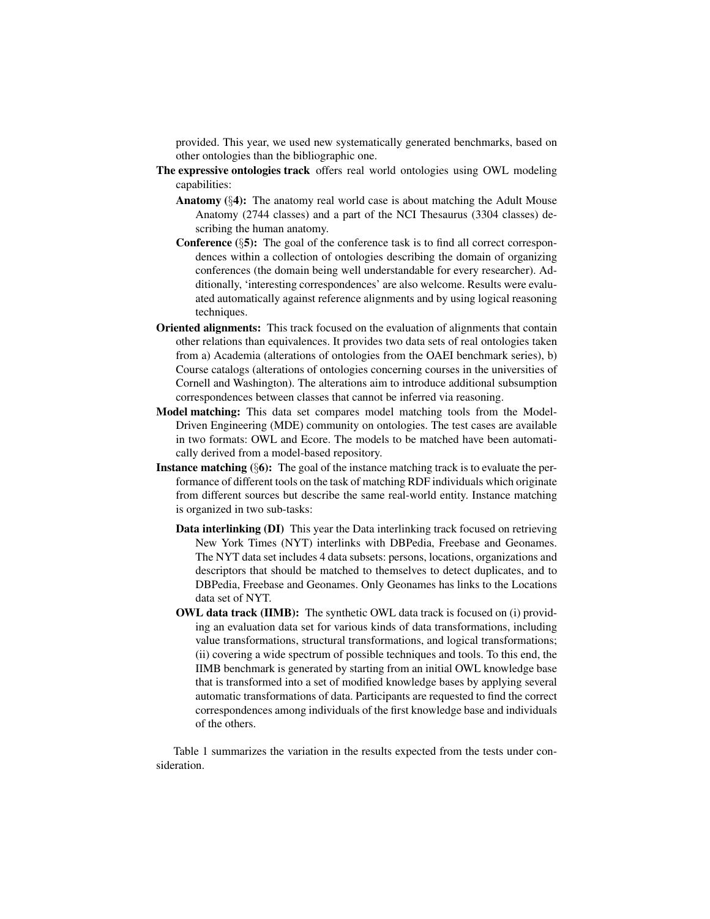provided. This year, we used new systematically generated benchmarks, based on other ontologies than the bibliographic one.

**The expressive ontologies track** offers real world ontologies using OWL modeling capabilities:

- **Anatomy (§4):** The anatomy real world case is about matching the Adult Mouse Anatomy (2744 classes) and a part of the NCI Thesaurus (3304 classes) describing the human anatomy.
- **Conference (§5):** The goal of the conference task is to find all correct correspondences within a collection of ontologies describing the domain of organizing conferences (the domain being well understandable for every researcher). Additionally, 'interesting correspondences' are also welcome. Results were evaluated automatically against reference alignments and by using logical reasoning techniques.

**Oriented alignments:** This track focused on the evaluation of alignments that contain other relations than equivalences. It provides two data sets of real ontologies taken from a) Academia (alterations of ontologies from the OAEI benchmark series), b) Course catalogs (alterations of ontologies concerning courses in the universities of Cornell and Washington). The alterations aim to introduce additional subsumption correspondences between classes that cannot be inferred via reasoning.

**Model matching:** This data set compares model matching tools from the Model-Driven Engineering (MDE) community on ontologies. The test cases are available in two formats: OWL and Ecore. The models to be matched have been automatically derived from a model-based repository.

**Instance matching (§6):** The goal of the instance matching track is to evaluate the performance of different tools on the task of matching RDF individuals which originate from different sources but describe the same real-world entity. Instance matching is organized in two sub-tasks:

- **Data interlinking (DI)** This year the Data interlinking track focused on retrieving New York Times (NYT) interlinks with DBPedia, Freebase and Geonames. The NYT data set includes 4 data subsets: persons, locations, organizations and descriptors that should be matched to themselves to detect duplicates, and to DBPedia, Freebase and Geonames. Only Geonames has links to the Locations data set of NYT.
- **OWL data track (IIMB):** The synthetic OWL data track is focused on (i) providing an evaluation data set for various kinds of data transformations, including value transformations, structural transformations, and logical transformations; (ii) covering a wide spectrum of possible techniques and tools. To this end, the IIMB benchmark is generated by starting from an initial OWL knowledge base that is transformed into a set of modified knowledge bases by applying several automatic transformations of data. Participants are requested to find the correct correspondences among individuals of the first knowledge base and individuals of the others.

Table 1 summarizes the variation in the results expected from the tests under consideration.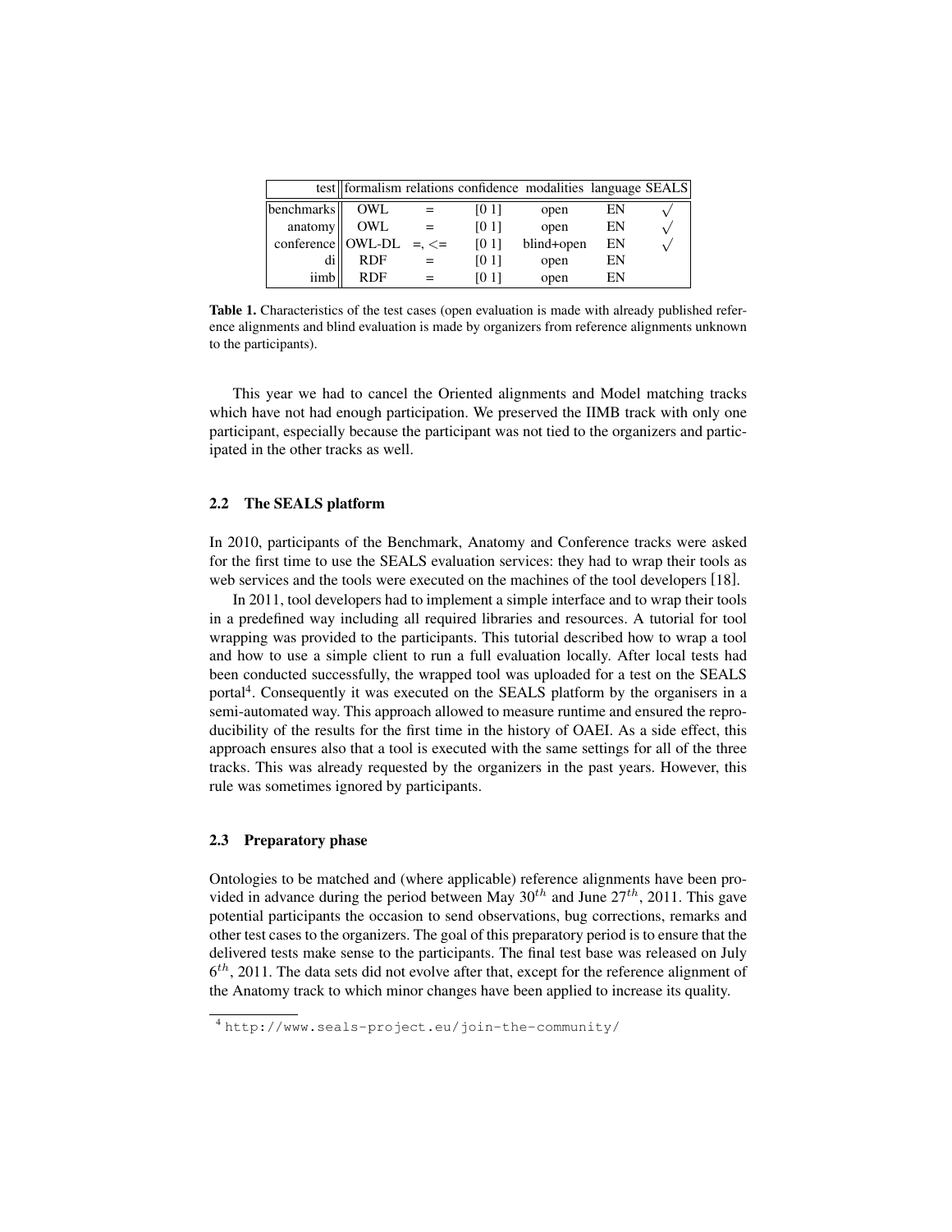| test | formalism | relations | confidence | modalities | language | SEALS |
| --- | --- | --- | --- | --- | --- | --- |
| benchmarks | OWL | = | [0 1] | open | EN | √ |
| anatomy | OWL | = | [0 1] | open | EN | √ |
| conference | OWL-DL | =, <= | [0 1] | blind+open | EN | √ |
| di | RDF | = | [0 1] | open | EN | |
| iimb | RDF | = | [0 1] | open | EN | |

**Table 1.** Characteristics of the test cases (open evaluation is made with already published reference alignments and blind evaluation is made by organizers from reference alignments unknown to the participants).

This year we had to cancel the Oriented alignments and Model matching tracks which have not had enough participation. We preserved the IIMB track with only one participant, especially because the participant was not tied to the organizers and participated in the other tracks as well.

### 2.2 The SEALS platform

In 2010, participants of the Benchmark, Anatomy and Conference tracks were asked for the first time to use the SEALS evaluation services: they had to wrap their tools as web services and the tools were executed on the machines of the tool developers [18].

In 2011, tool developers had to implement a simple interface and to wrap their tools in a predefined way including all required libraries and resources. A tutorial for tool wrapping was provided to the participants. This tutorial described how to wrap a tool and how to use a simple client to run a full evaluation locally. After local tests had been conducted successfully, the wrapped tool was uploaded for a test on the SEALS portal[4]. Consequently it was executed on the SEALS platform by the organisers in a semi-automated way. This approach allowed to measure runtime and ensured the reproducibility of the results for the first time in the history of OAEI. As a side effect, this approach ensures also that a tool is executed with the same settings for all of the three tracks. This was already requested by the organizers in the past years. However, this rule was sometimes ignored by participants.

### 2.3 Preparatory phase

Ontologies to be matched and (where applicable) reference alignments have been provided in advance during the period between May $30^{th}$ and June $27^{th}$, 2011. This gave potential participants the occasion to send observations, bug corrections, remarks and other test cases to the organizers. The goal of this preparatory period is to ensure that the delivered tests make sense to the participants. The final test base was released on July $6^{th}$, 2011. The data sets did not evolve after that, except for the reference alignment of the Anatomy track to which minor changes have been applied to increase its quality.

[4] http://www.seals-project.eu/join-the-community/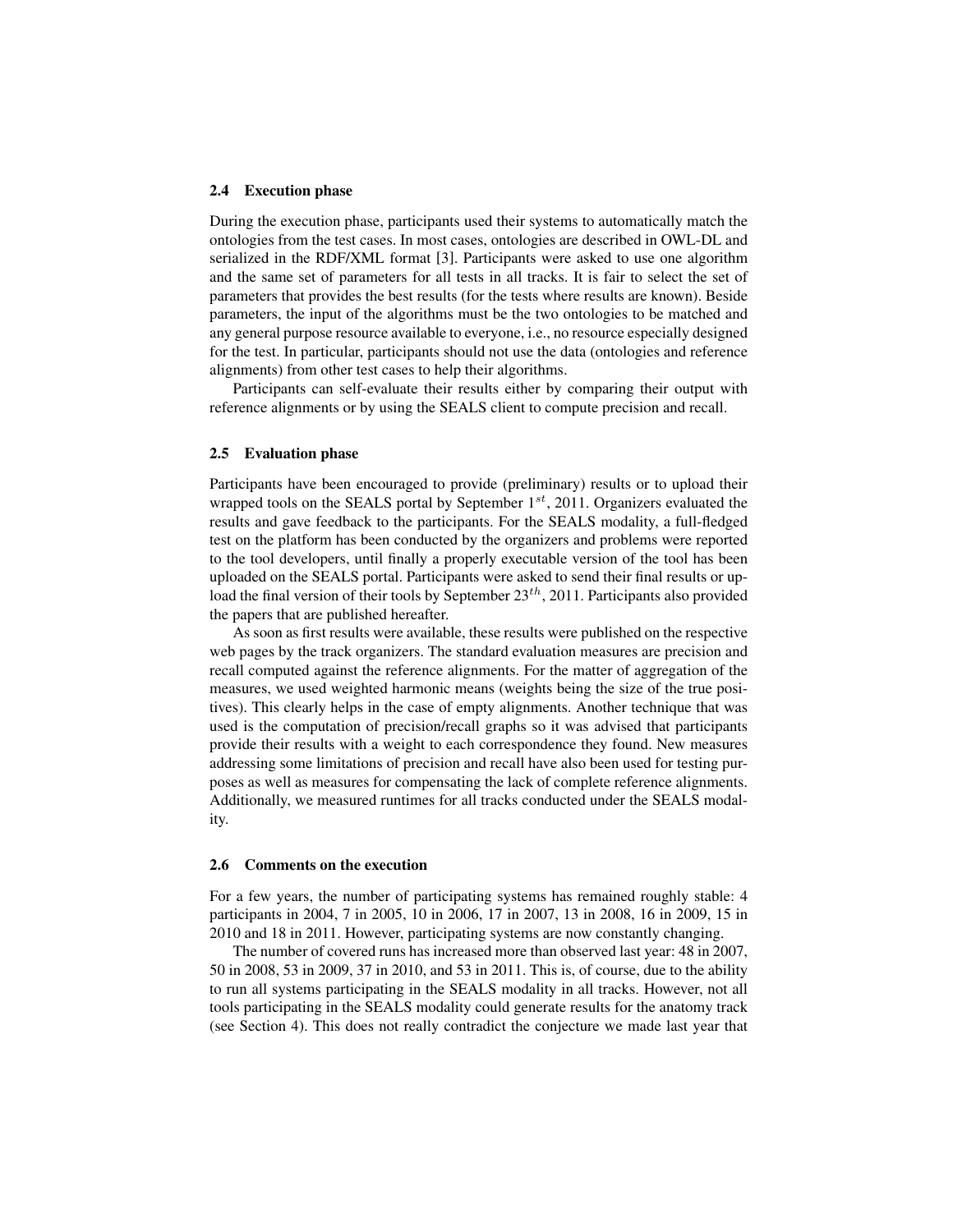### 2.4 Execution phase

During the execution phase, participants used their systems to automatically match the ontologies from the test cases. In most cases, ontologies are described in OWL-DL and serialized in the RDF/XML format [3]. Participants were asked to use one algorithm and the same set of parameters for all tests in all tracks. It is fair to select the set of parameters that provides the best results (for the tests where results are known). Beside parameters, the input of the algorithms must be the two ontologies to be matched and any general purpose resource available to everyone, i.e., no resource especially designed for the test. In particular, participants should not use the data (ontologies and reference alignments) from other test cases to help their algorithms.

Participants can self-evaluate their results either by comparing their output with reference alignments or by using the SEALS client to compute precision and recall.

### 2.5 Evaluation phase

Participants have been encouraged to provide (preliminary) results or to upload their wrapped tools on the SEALS portal by September $1^{st}$, 2011. Organizers evaluated the results and gave feedback to the participants. For the SEALS modality, a full-fledged test on the platform has been conducted by the organizers and problems were reported to the tool developers, until finally a properly executable version of the tool has been uploaded on the SEALS portal. Participants were asked to send their final results or upload the final version of their tools by September $23^{th}$, 2011. Participants also provided the papers that are published hereafter.

As soon as first results were available, these results were published on the respective web pages by the track organizers. The standard evaluation measures are precision and recall computed against the reference alignments. For the matter of aggregation of the measures, we used weighted harmonic means (weights being the size of the true positives). This clearly helps in the case of empty alignments. Another technique that was used is the computation of precision/recall graphs so it was advised that participants provide their results with a weight to each correspondence they found. New measures addressing some limitations of precision and recall have also been used for testing purposes as well as measures for compensating the lack of complete reference alignments. Additionally, we measured runtimes for all tracks conducted under the SEALS modality.

### 2.6 Comments on the execution

For a few years, the number of participating systems has remained roughly stable: 4 participants in 2004, 7 in 2005, 10 in 2006, 17 in 2007, 13 in 2008, 16 in 2009, 15 in 2010 and 18 in 2011. However, participating systems are now constantly changing.

The number of covered runs has increased more than observed last year: 48 in 2007, 50 in 2008, 53 in 2009, 37 in 2010, and 53 in 2011. This is, of course, due to the ability to run all systems participating in the SEALS modality in all tracks. However, not all tools participating in the SEALS modality could generate results for the anatomy track (see Section 4). This does not really contradict the conjecture we made last year that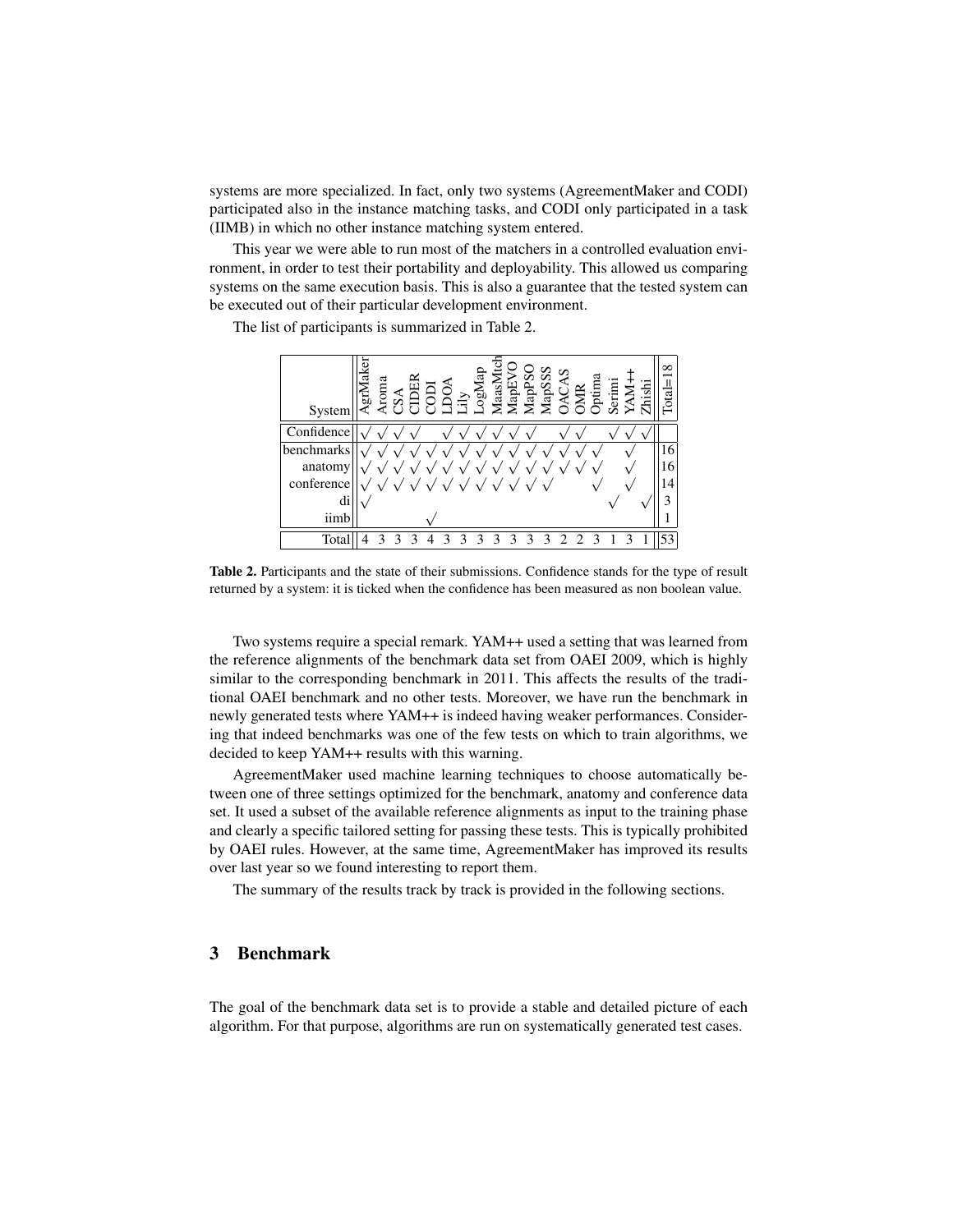systems are more specialized. In fact, only two systems (AgreementMaker and CODI) participated also in the instance matching tasks, and CODI only participated in a task (IIMB) in which no other instance matching system entered.

This year we were able to run most of the matchers in a controlled evaluation environment, in order to test their portability and deployability. This allowed us comparing systems on the same execution basis. This is also a guarantee that the tested system can be executed out of their particular development environment.

The list of participants is summarized in Table 2.

| System | AgrMaker | Aroma | CSA | CIDER | CODI | LDOA | Lily | LogMap | MaasMtch | MapEVO | MapPSO | MapSSS | OACAS | OMR | Optima | Serimi | YAM++ | Zhishi | Total=18 |
|---|---|---|---|---|---|---|---|---|---|---|---|---|---|---|---|---|---|---|---|
| Confidence | √ | √ | √ | √ | | √ | √ | √ | √ | √ | √ | | √ | √ | | √ | √ | √ | |
| benchmarks | √ | √ | √ | √ | √ | √ | √ | √ | √ | √ | √ | √ | √ | √ | √ | | √ | | 16 |
| anatomy | √ | √ | √ | √ | √ | √ | √ | √ | √ | √ | √ | √ | √ | √ | √ | | √ | | 16 |
| conference | √ | √ | √ | √ | √ | √ | √ | √ | √ | √ | √ | √ | | | √ | | √ | | 14 |
| di | √ | | | | | | | | | | | | | | | √ | | √ | 3 |
| iimb | | | | | √ | | | | | | | | | | | | | | 1 |
| Total | 4 | 3 | 3 | 3 | 4 | 3 | 3 | 3 | 3 | 3 | 3 | 3 | 2 | 2 | 3 | 1 | 3 | 1 | 53 |

**Table 2.** Participants and the state of their submissions. Confidence stands for the type of result returned by a system: it is ticked when the confidence has been measured as non boolean value.

Two systems require a special remark. YAM++ used a setting that was learned from the reference alignments of the benchmark data set from OAEI 2009, which is highly similar to the corresponding benchmark in 2011. This affects the results of the traditional OAEI benchmark and no other tests. Moreover, we have run the benchmark in newly generated tests where YAM++ is indeed having weaker performances. Considering that indeed benchmarks was one of the few tests on which to train algorithms, we decided to keep YAM++ results with this warning.

AgreementMaker used machine learning techniques to choose automatically between one of three settings optimized for the benchmark, anatomy and conference data set. It used a subset of the available reference alignments as input to the training phase and clearly a specific tailored setting for passing these tests. This is typically prohibited by OAEI rules. However, at the same time, AgreementMaker has improved its results over last year so we found interesting to report them.

The summary of the results track by track is provided in the following sections.

## 3 Benchmark

The goal of the benchmark data set is to provide a stable and detailed picture of each algorithm. For that purpose, algorithms are run on systematically generated test cases.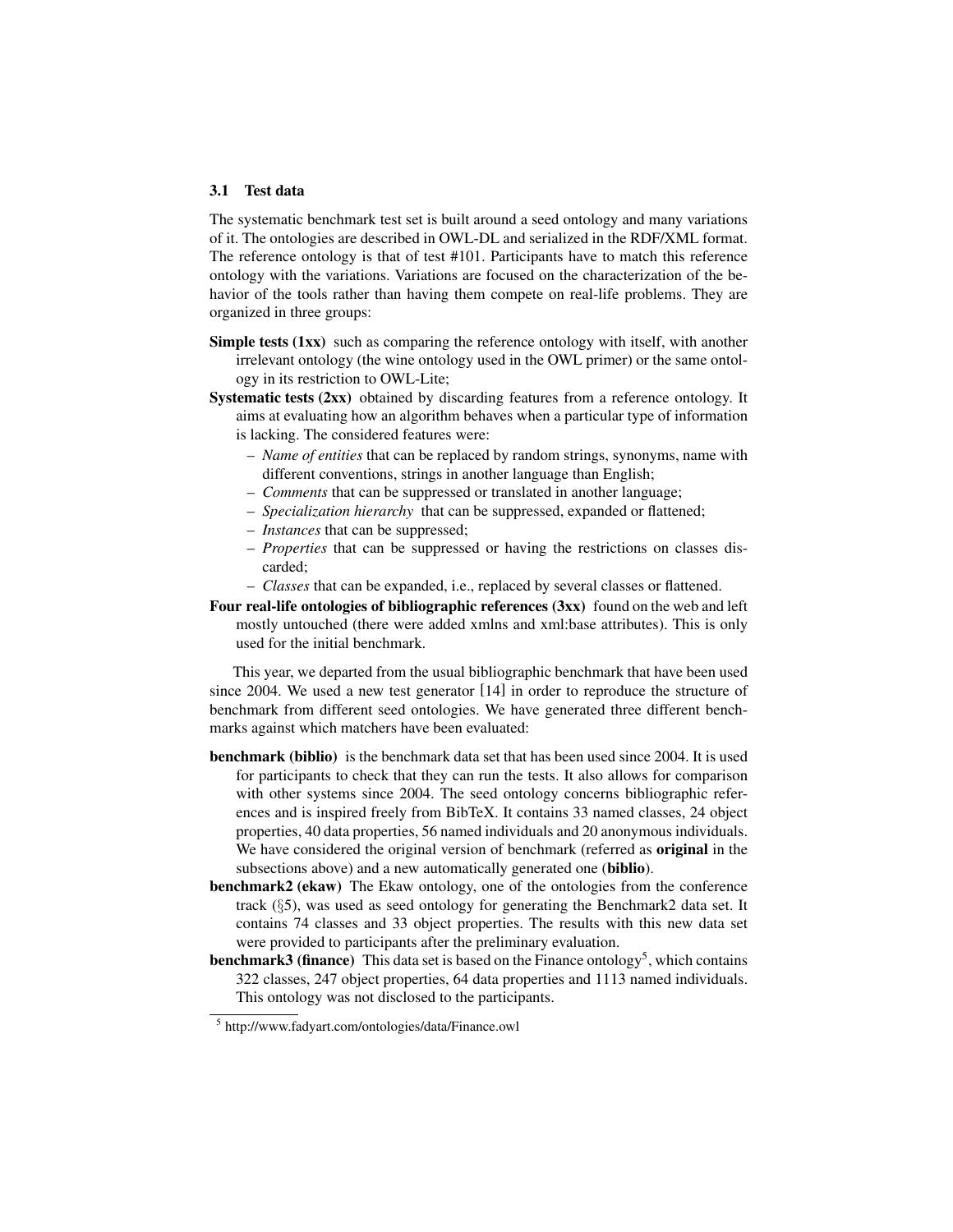### 3.1 Test data

The systematic benchmark test set is built around a seed ontology and many variations of it. The ontologies are described in OWL-DL and serialized in the RDF/XML format. The reference ontology is that of test #101. Participants have to match this reference ontology with the variations. Variations are focused on the characterization of the behavior of the tools rather than having them compete on real-life problems. They are organized in three groups:

**Simple tests (1xx)** such as comparing the reference ontology with itself, with another irrelevant ontology (the wine ontology used in the OWL primer) or the same ontology in its restriction to OWL-Lite;

**Systematic tests (2xx)** obtained by discarding features from a reference ontology. It aims at evaluating how an algorithm behaves when a particular type of information is lacking. The considered features were:

- *Name of entities* that can be replaced by random strings, synonyms, name with different conventions, strings in another language than English;
- *Comments* that can be suppressed or translated in another language;
- *Specialization hierarchy* that can be suppressed, expanded or flattened;
- *Instances* that can be suppressed;
- *Properties* that can be suppressed or having the restrictions on classes discarded;
- *Classes* that can be expanded, i.e., replaced by several classes or flattened.

**Four real-life ontologies of bibliographic references (3xx)** found on the web and left mostly untouched (there were added xmlns and xml:base attributes). This is only used for the initial benchmark.

This year, we departed from the usual bibliographic benchmark that have been used since 2004. We used a new test generator [14] in order to reproduce the structure of benchmark from different seed ontologies. We have generated three different benchmarks against which matchers have been evaluated:

**benchmark (biblio)** is the benchmark data set that has been used since 2004. It is used for participants to check that they can run the tests. It also allows for comparison with other systems since 2004. The seed ontology concerns bibliographic references and is inspired freely from BibTeX. It contains 33 named classes, 24 object properties, 40 data properties, 56 named individuals and 20 anonymous individuals. We have considered the original version of benchmark (referred as **original** in the subsections above) and a new automatically generated one (**biblio**).

**benchmark2 (ekaw)** The Ekaw ontology, one of the ontologies from the conference track (§5), was used as seed ontology for generating the Benchmark2 data set. It contains 74 classes and 33 object properties. The results with this new data set were provided to participants after the preliminary evaluation.

**benchmark3 (finance)** This data set is based on the Finance ontology[5], which contains 322 classes, 247 object properties, 64 data properties and 1113 named individuals. This ontology was not disclosed to the participants.

[5] http://www.fadyart.com/ontologies/data/Finance.owl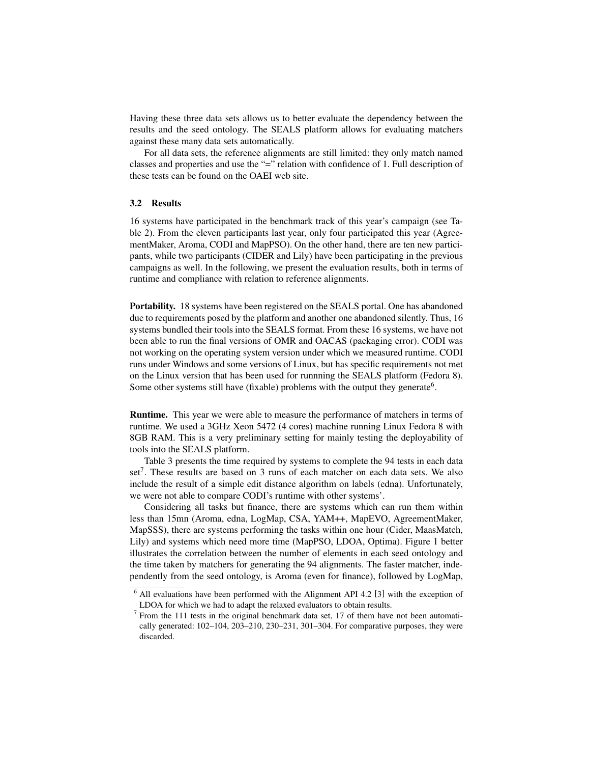Having these three data sets allows us to better evaluate the dependency between the results and the seed ontology. The SEALS platform allows for evaluating matchers against these many data sets automatically.

For all data sets, the reference alignments are still limited: they only match named classes and properties and use the "=" relation with confidence of 1. Full description of these tests can be found on the OAEI web site.

### 3.2 Results

16 systems have participated in the benchmark track of this year's campaign (see Table 2). From the eleven participants last year, only four participated this year (AgreementMaker, Aroma, CODI and MapPSO). On the other hand, there are ten new participants, while two participants (CIDER and Lily) have been participating in the previous campaigns as well. In the following, we present the evaluation results, both in terms of runtime and compliance with relation to reference alignments.

**Portability.** 18 systems have been registered on the SEALS portal. One has abandoned due to requirements posed by the platform and another one abandoned silently. Thus, 16 systems bundled their tools into the SEALS format. From these 16 systems, we have not been able to run the final versions of OMR and OACAS (packaging error). CODI was not working on the operating system version under which we measured runtime. CODI runs under Windows and some versions of Linux, but has specific requirements not met on the Linux version that has been used for runnning the SEALS platform (Fedora 8). Some other systems still have (fixable) problems with the output they generate[6].

**Runtime.** This year we were able to measure the performance of matchers in terms of runtime. We used a 3GHz Xeon 5472 (4 cores) machine running Linux Fedora 8 with 8GB RAM. This is a very preliminary setting for mainly testing the deployability of tools into the SEALS platform.

Table 3 presents the time required by systems to complete the 94 tests in each data set[7]. These results are based on 3 runs of each matcher on each data sets. We also include the result of a simple edit distance algorithm on labels (edna). Unfortunately, we were not able to compare CODI's runtime with other systems'.

Considering all tasks but finance, there are systems which can run them within less than 15mn (Aroma, edna, LogMap, CSA, YAM++, MapEVO, AgreementMaker, MapSSS), there are systems performing the tasks within one hour (Cider, MaasMatch, Lily) and systems which need more time (MapPSO, LDOA, Optima). Figure 1 better illustrates the correlation between the number of elements in each seed ontology and the time taken by matchers for generating the 94 alignments. The faster matcher, independently from the seed ontology, is Aroma (even for finance), followed by LogMap,

[6] All evaluations have been performed with the Alignment API 4.2 [3] with the exception of LDOA for which we had to adapt the relaxed evaluators to obtain results.

[7] From the 111 tests in the original benchmark data set, 17 of them have not been automatically generated: 102–104, 203–210, 230–231, 301–304. For comparative purposes, they were discarded.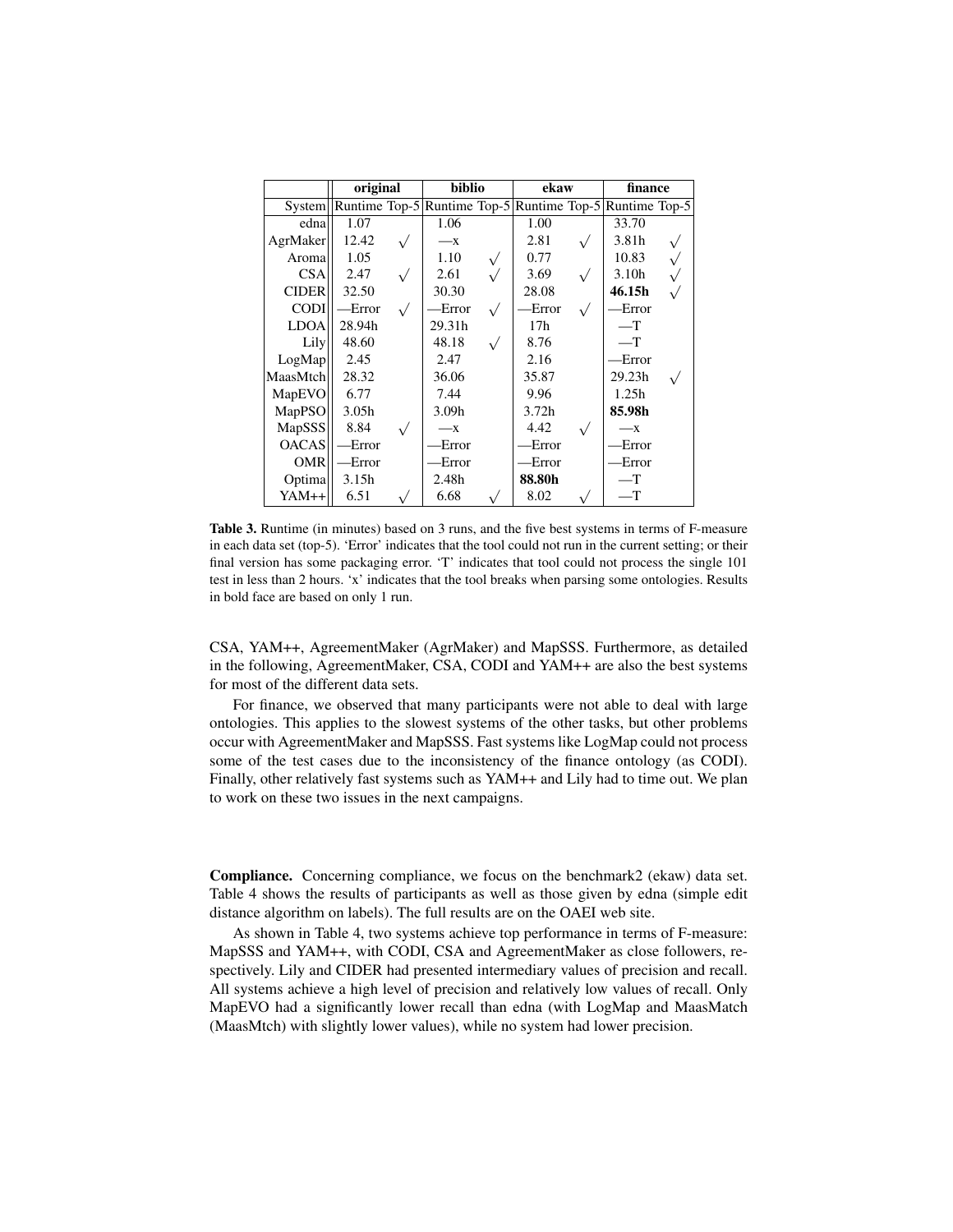| | original | | biblio | | ekaw | | finance | |
|---|---|---|---|---|---|---|---|---|
| System | Runtime | Top-5 | Runtime | Top-5 | Runtime | Top-5 | Runtime | Top-5 |
| edna | 1.07 | | 1.06 | | 1.00 | | 33.70 | |
| AgrMaker | 12.42 | √ | —x | | 2.81 | √ | 3.81h | √ |
| Aroma | 1.05 | | 1.10 | √ | 0.77 | | 10.83 | √ |
| CSA | 2.47 | √ | 2.61 | √ | 3.69 | √ | 3.10h | √ |
| CIDER | 32.50 | | 30.30 | | 28.08 | | **46.15h** | √ |
| CODI | —Error | √ | —Error | √ | —Error | √ | —Error | |
| LDOA | 28.94h | | 29.31h | | 17h | | —T | |
| Lily | 48.60 | | 48.18 | √ | 8.76 | | —T | |
| LogMap | 2.45 | | 2.47 | | 2.16 | | —Error | |
| MaasMtch | 28.32 | | 36.06 | | 35.87 | | 29.23h | √ |
| MapEVO | 6.77 | | 7.44 | | 9.96 | | 1.25h | |
| MapPSO | 3.05h | | 3.09h | | 3.72h | | **85.98h** | |
| MapSSS | 8.84 | √ | —x | | 4.42 | √ | —x | |
| OACAS | —Error | | —Error | | —Error | | —Error | |
| OMR | —Error | | —Error | | —Error | | —Error | |
| Optima | 3.15h | | 2.48h | | **88.80h** | | —T | |
| YAM++ | 6.51 | √ | 6.68 | √ | 8.02 | √ | —T | |

**Table 3.** Runtime (in minutes) based on 3 runs, and the five best systems in terms of F-measure in each data set (top-5). 'Error' indicates that the tool could not run in the current setting; or their final version has some packaging error. 'T' indicates that tool could not process the single 101 test in less than 2 hours. 'x' indicates that the tool breaks when parsing some ontologies. Results in bold face are based on only 1 run.

CSA, YAM++, AgreementMaker (AgrMaker) and MapSSS. Furthermore, as detailed in the following, AgreementMaker, CSA, CODI and YAM++ are also the best systems for most of the different data sets.

For finance, we observed that many participants were not able to deal with large ontologies. This applies to the slowest systems of the other tasks, but other problems occur with AgreementMaker and MapSSS. Fast systems like LogMap could not process some of the test cases due to the inconsistency of the finance ontology (as CODI). Finally, other relatively fast systems such as YAM++ and Lily had to time out. We plan to work on these two issues in the next campaigns.

**Compliance.** Concerning compliance, we focus on the benchmark2 (ekaw) data set. Table 4 shows the results of participants as well as those given by edna (simple edit distance algorithm on labels). The full results are on the OAEI web site.

As shown in Table 4, two systems achieve top performance in terms of F-measure: MapSSS and YAM++, with CODI, CSA and AgreementMaker as close followers, respectively. Lily and CIDER had presented intermediary values of precision and recall. All systems achieve a high level of precision and relatively low values of recall. Only MapEVO had a significantly lower recall than edna (with LogMap and MaasMatch (MaasMtch) with slightly lower values), while no system had lower precision.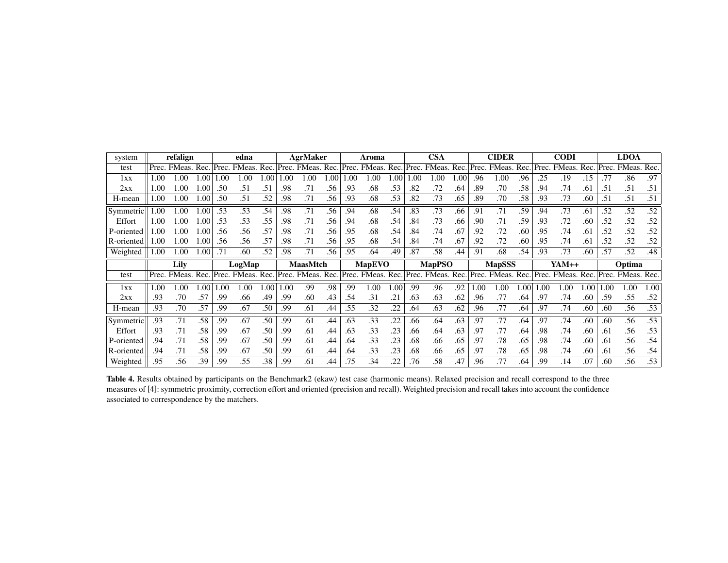| system | refalign | | | edna | | | AgrMaker | | | Aroma | | | CSA | | | CIDER | | | CODI | | | LDOA | | |
|---|---|---|---|---|---|---|---|---|---|---|---|---|---|---|---|---|---|---|---|---|---|---|---|---|
| test | Prec. | FMeas. | Rec. | Prec. | FMeas. | Rec. | Prec. | FMeas. | Rec. | Prec. | FMeas. | Rec. | Prec. | FMeas. | Rec. | Prec. | FMeas. | Rec. | Prec. | FMeas. | Rec. | Prec. | FMeas. | Rec. |
| 1xx | 1.00 | 1.00 | 1.00 | 1.00 | 1.00 | 1.00 | 1.00 | 1.00 | 1.00 | 1.00 | 1.00 | 1.00 | 1.00 | 1.00 | 1.00 | .96 | 1.00 | .96 | .25 | .19 | .15 | .77 | .86 | .97 |
| 2xx | 1.00 | 1.00 | 1.00 | .50 | .51 | .51 | .98 | .71 | .56 | .93 | .68 | .53 | .82 | .72 | .64 | .89 | .70 | .58 | .94 | .74 | .61 | .51 | .51 | .51 |
| H-mean | 1.00 | 1.00 | 1.00 | .50 | .51 | .52 | .98 | .71 | .56 | .93 | .68 | .53 | .82 | .73 | .65 | .89 | .70 | .58 | .93 | .73 | .60 | .51 | .51 | .51 |
| Symmetric | 1.00 | 1.00 | 1.00 | .53 | .53 | .54 | .98 | .71 | .56 | .94 | .68 | .54 | .83 | .73 | .66 | .91 | .71 | .59 | .94 | .73 | .61 | .52 | .52 | .52 |
| Effort | 1.00 | 1.00 | 1.00 | .53 | .53 | .55 | .98 | .71 | .56 | .94 | .68 | .54 | .84 | .73 | .66 | .90 | .71 | .59 | .93 | .72 | .60 | .52 | .52 | .52 |
| P-oriented | 1.00 | 1.00 | 1.00 | .56 | .56 | .57 | .98 | .71 | .56 | .95 | .68 | .54 | .84 | .74 | .67 | .92 | .72 | .60 | .95 | .74 | .61 | .52 | .52 | .52 |
| R-oriented | 1.00 | 1.00 | 1.00 | .56 | .56 | .57 | .98 | .71 | .56 | .95 | .68 | .54 | .84 | .74 | .67 | .92 | .72 | .60 | .95 | .74 | .61 | .52 | .52 | .52 |
| Weighted | 1.00 | 1.00 | 1.00 | .71 | .60 | .52 | .98 | .71 | .56 | .95 | .64 | .49 | .87 | .58 | .44 | .91 | .68 | .54 | .93 | .73 | .60 | .57 | .52 | .48 |
| | Lily | | | LogMap | | | MaasMtch | | | MapEVO | | | MapPSO | | | MapSSS | | | YAM++ | | | Optima | | |
| test | Prec. | FMeas. | Rec. | Prec. | FMeas. | Rec. | Prec. | FMeas. | Rec. | Prec. | FMeas. | Rec. | Prec. | FMeas. | Rec. | Prec. | FMeas. | Rec. | Prec. | FMeas. | Rec. | Prec. | FMeas. | Rec. |
| 1xx | 1.00 | 1.00 | 1.00 | 1.00 | 1.00 | 1.00 | 1.00 | .99 | .98 | .99 | 1.00 | 1.00 | .99 | .96 | .92 | 1.00 | 1.00 | 1.00 | 1.00 | 1.00 | 1.00 | 1.00 | 1.00 | 1.00 |
| 2xx | .93 | .70 | .57 | .99 | .66 | .49 | .99 | .60 | .43 | .54 | .31 | .21 | .63 | .63 | .62 | .96 | .77 | .64 | .97 | .74 | .60 | .59 | .55 | .52 |
| H-mean | .93 | .70 | .57 | .99 | .67 | .50 | .99 | .61 | .44 | .55 | .32 | .22 | .64 | .63 | .62 | .96 | .77 | .64 | .97 | .74 | .60 | .60 | .56 | .53 |
| Symmetric | .93 | .71 | .58 | .99 | .67 | .50 | .99 | .61 | .44 | .63 | .33 | .22 | .66 | .64 | .63 | .97 | .77 | .64 | .97 | .74 | .60 | .60 | .56 | .53 |
| Effort | .93 | .71 | .58 | .99 | .67 | .50 | .99 | .61 | .44 | .63 | .33 | .23 | .66 | .64 | .63 | .97 | .77 | .64 | .98 | .74 | .60 | .61 | .56 | .53 |
| P-oriented | .94 | .71 | .58 | .99 | .67 | .50 | .99 | .61 | .44 | .64 | .33 | .23 | .68 | .66 | .65 | .97 | .78 | .65 | .98 | .74 | .60 | .61 | .56 | .54 |
| R-oriented | .94 | .71 | .58 | .99 | .67 | .50 | .99 | .61 | .44 | .64 | .33 | .23 | .68 | .66 | .65 | .97 | .78 | .65 | .98 | .74 | .60 | .61 | .56 | .54 |
| Weighted | .95 | .56 | .39 | .99 | .55 | .38 | .99 | .61 | .44 | .75 | .34 | .22 | .76 | .58 | .47 | .96 | .77 | .64 | .99 | .14 | .07 | .60 | .56 | .53 |

**Table 4.** Results obtained by participants on the Benchmark2 (ekaw) test case (harmonic means). Relaxed precision and recall correspond to the three measures of [4]: symmetric proximity, correction effort and oriented (precision and recall). Weighted precision and recall takes into account the confidence associated to correspondence by the matchers.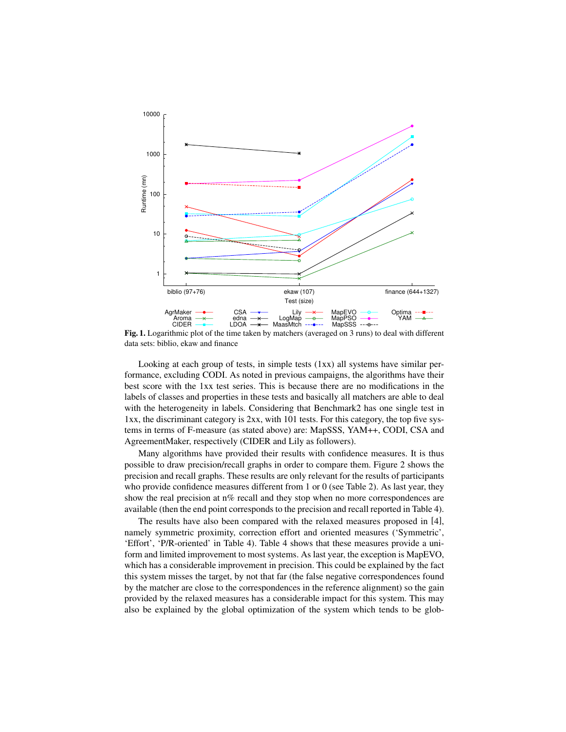**Fig. 1.** Logarithmic plot of the time taken by matchers (averaged on 3 runs) to deal with different data sets: biblio, ekaw and finance

Looking at each group of tests, in simple tests (1xx) all systems have similar performance, excluding CODI. As noted in previous campaigns, the algorithms have their best score with the 1xx test series. This is because there are no modifications in the labels of classes and properties in these tests and basically all matchers are able to deal with the heterogeneity in labels. Considering that Benchmark2 has one single test in 1xx, the discriminant category is 2xx, with 101 tests. For this category, the top five systems in terms of F-measure (as stated above) are: MapSSS, YAM++, CODI, CSA and AgreementMaker, respectively (CIDER and Lily as followers).

Many algorithms have provided their results with confidence measures. It is thus possible to draw precision/recall graphs in order to compare them. Figure 2 shows the precision and recall graphs. These results are only relevant for the results of participants who provide confidence measures different from 1 or 0 (see Table 2). As last year, they show the real precision at n% recall and they stop when no more correspondences are available (then the end point corresponds to the precision and recall reported in Table 4).

The results have also been compared with the relaxed measures proposed in [4], namely symmetric proximity, correction effort and oriented measures ('Symmetric', 'Effort', 'P/R-oriented' in Table 4). Table 4 shows that these measures provide a uniform and limited improvement to most systems. As last year, the exception is MapEVO, which has a considerable improvement in precision. This could be explained by the fact this system misses the target, by not that far (the false negative correspondences found by the matcher are close to the correspondences in the reference alignment) so the gain provided by the relaxed measures has a considerable impact for this system. This may also be explained by the global optimization of the system which tends to be glob-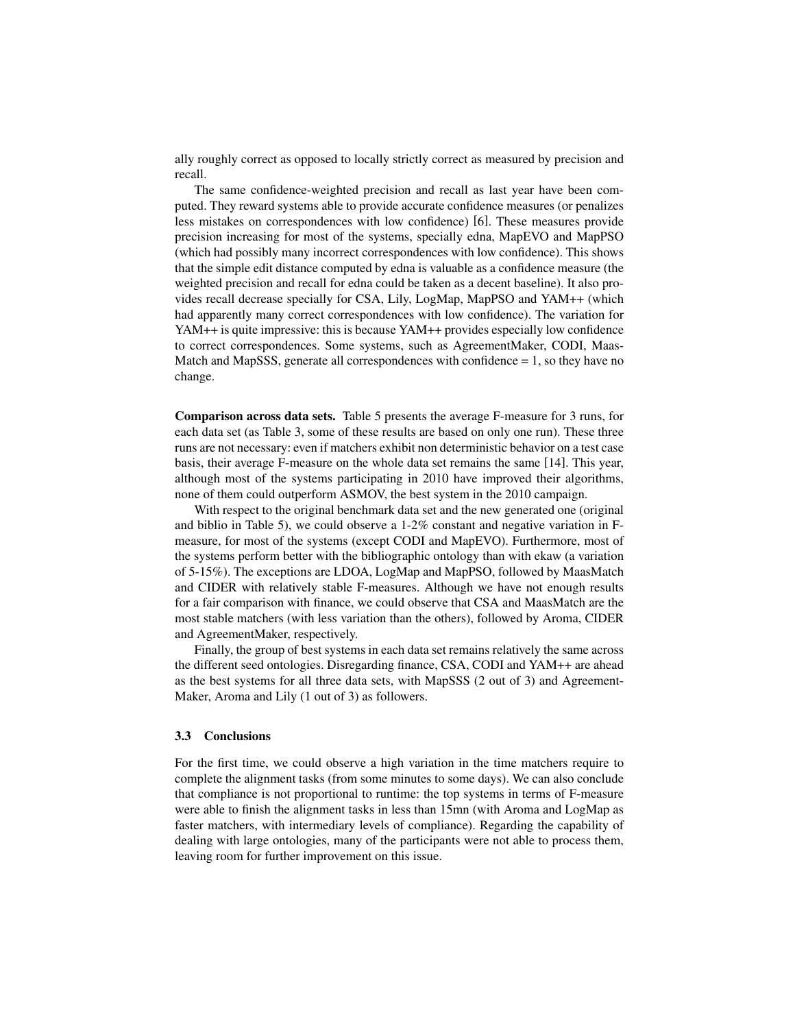ally roughly correct as opposed to locally strictly correct as measured by precision and recall.

The same confidence-weighted precision and recall as last year have been computed. They reward systems able to provide accurate confidence measures (or penalizes less mistakes on correspondences with low confidence) [6]. These measures provide precision increasing for most of the systems, specially edna, MapEVO and MapPSO (which had possibly many incorrect correspondences with low confidence). This shows that the simple edit distance computed by edna is valuable as a confidence measure (the weighted precision and recall for edna could be taken as a decent baseline). It also provides recall decrease specially for CSA, Lily, LogMap, MapPSO and YAM++ (which had apparently many correct correspondences with low confidence). The variation for YAM++ is quite impressive: this is because YAM++ provides especially low confidence to correct correspondences. Some systems, such as AgreementMaker, CODI, MaasMatch and MapSSS, generate all correspondences with confidence = 1, so they have no change.

**Comparison across data sets.** Table 5 presents the average F-measure for 3 runs, for each data set (as Table 3, some of these results are based on only one run). These three runs are not necessary: even if matchers exhibit non deterministic behavior on a test case basis, their average F-measure on the whole data set remains the same [14]. This year, although most of the systems participating in 2010 have improved their algorithms, none of them could outperform ASMOV, the best system in the 2010 campaign.

With respect to the original benchmark data set and the new generated one (original and biblio in Table 5), we could observe a 1-2% constant and negative variation in F-measure, for most of the systems (except CODI and MapEVO). Furthermore, most of the systems perform better with the bibliographic ontology than with ekaw (a variation of 5-15%). The exceptions are LDOA, LogMap and MapPSO, followed by MaasMatch and CIDER with relatively stable F-measures. Although we have not enough results for a fair comparison with finance, we could observe that CSA and MaasMatch are the most stable matchers (with less variation than the others), followed by Aroma, CIDER and AgreementMaker, respectively.

Finally, the group of best systems in each data set remains relatively the same across the different seed ontologies. Disregarding finance, CSA, CODI and YAM++ are ahead as the best systems for all three data sets, with MapSSS (2 out of 3) and AgreementMaker, Aroma and Lily (1 out of 3) as followers.

### 3.3 Conclusions

For the first time, we could observe a high variation in the time matchers require to complete the alignment tasks (from some minutes to some days). We can also conclude that compliance is not proportional to runtime: the top systems in terms of F-measure were able to finish the alignment tasks in less than 15mn (with Aroma and LogMap as faster matchers, with intermediary levels of compliance). Regarding the capability of dealing with large ontologies, many of the participants were not able to process them, leaving room for further improvement on this issue.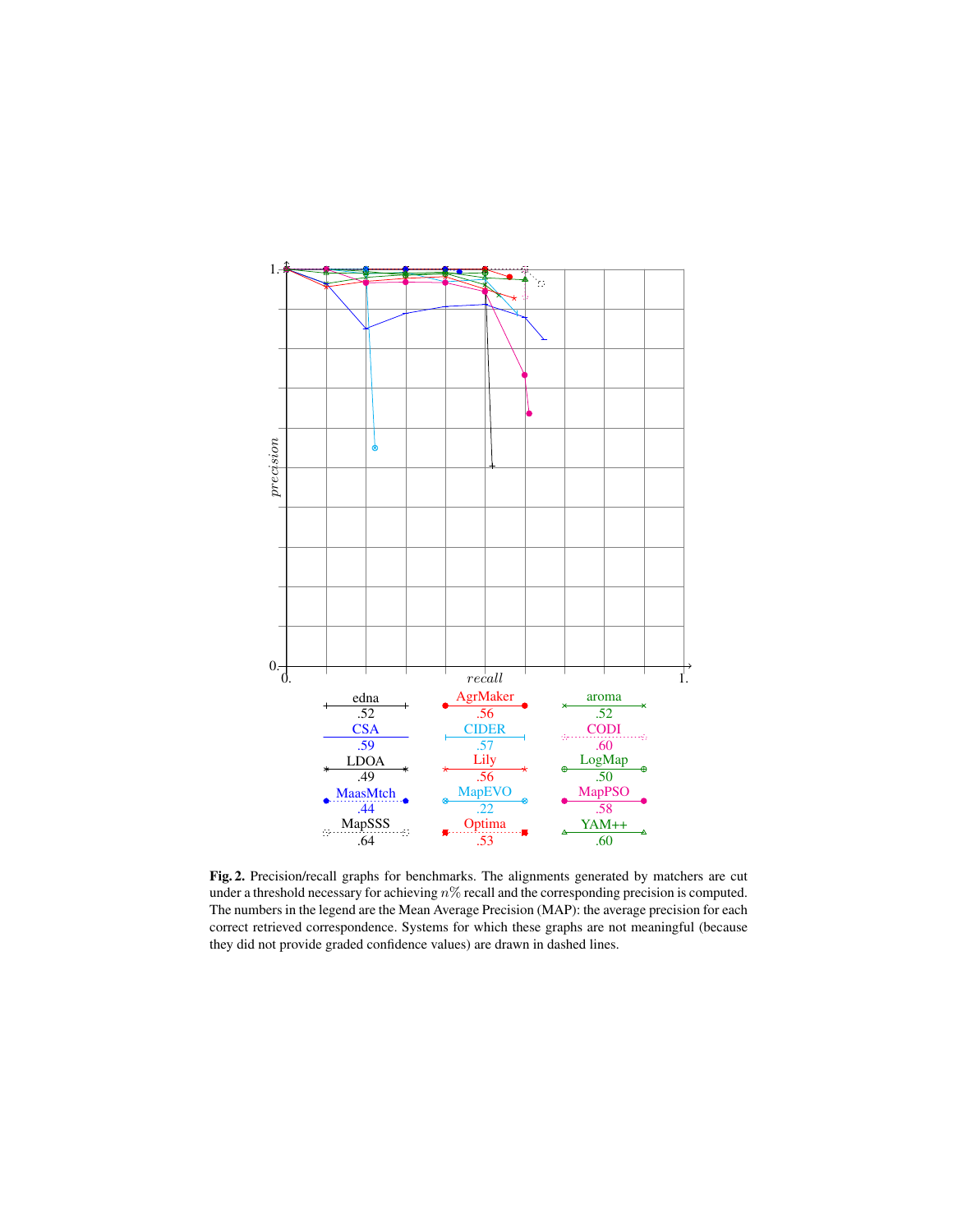**Fig. 2.** Precision/recall graphs for benchmarks. The alignments generated by matchers are cut under a threshold necessary for achieving $n\%$ recall and the corresponding precision is computed. The numbers in the legend are the Mean Average Precision (MAP): the average precision for each correct retrieved correspondence. Systems for which these graphs are not meaningful (because they did not provide graded confidence values) are drawn in dashed lines.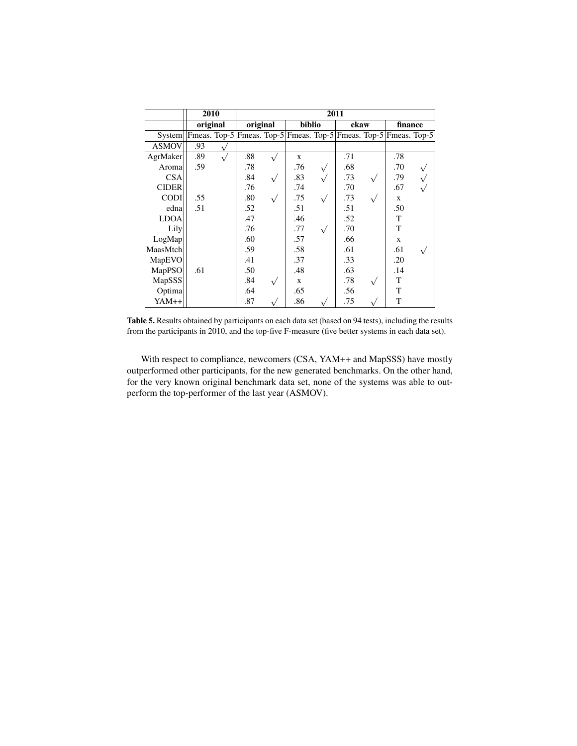| | 2010 | | 2011 | | | | | | | |
|---|---|---|---|---|---|---|---|---|---|---|
| | original | | original | | biblio | | ekaw | | finance | |
| System | Fmeas. | Top-5 | Fmeas. | Top-5 | Fmeas. | Top-5 | Fmeas. | Top-5 | Fmeas. | Top-5 |
| ASMOV | .93 | √ | | | | | | | | |
| AgrMaker | .89 | √ | .88 | √ | x | | .71 | | .78 | |
| Aroma | .59 | | .78 | | .76 | √ | .68 | | .70 | √ |
| CSA | | | .84 | √ | .83 | √ | .73 | √ | .79 | √ |
| CIDER | | | .76 | | .74 | | .70 | | .67 | √ |
| CODI | .55 | | .80 | √ | .75 | √ | .73 | √ | x | |
| edna | .51 | | .52 | | .51 | | .51 | | .50 | |
| LDOA | | | .47 | | .46 | | .52 | | T | |
| Lily | | | .76 | | .77 | √ | .70 | | T | |
| LogMap | | | .60 | | .57 | | .66 | | x | |
| MaasMtch | | | .59 | | .58 | | .61 | | .61 | √ |
| MapEVO | | | .41 | | .37 | | .33 | | .20 | |
| MapPSO | .61 | | .50 | | .48 | | .63 | | .14 | |
| MapSSS | | | .84 | √ | x | | .78 | √ | T | |
| Optima | | | .64 | | .65 | | .56 | | T | |
| YAM++ | | | .87 | √ | .86 | √ | .75 | √ | T | |

**Table 5.** Results obtained by participants on each data set (based on 94 tests), including the results from the participants in 2010, and the top-five F-measure (five better systems in each data set).

With respect to compliance, newcomers (CSA, YAM++ and MapSSS) have mostly outperformed other participants, for the new generated benchmarks. On the other hand, for the very known original benchmark data set, none of the systems was able to outperform the top-performer of the last year (ASMOV).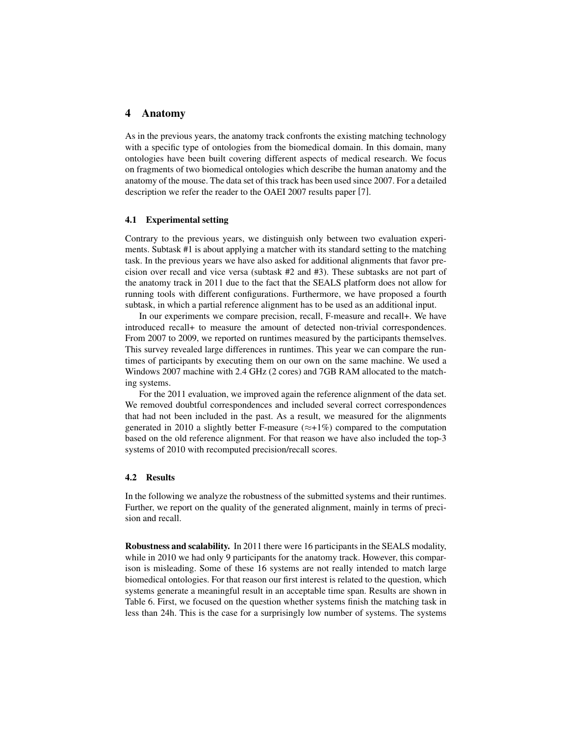## 4 Anatomy

As in the previous years, the anatomy track confronts the existing matching technology with a specific type of ontologies from the biomedical domain. In this domain, many ontologies have been built covering different aspects of medical research. We focus on fragments of two biomedical ontologies which describe the human anatomy and the anatomy of the mouse. The data set of this track has been used since 2007. For a detailed description we refer the reader to the OAEI 2007 results paper [7].

### 4.1 Experimental setting

Contrary to the previous years, we distinguish only between two evaluation experiments. Subtask #1 is about applying a matcher with its standard setting to the matching task. In the previous years we have also asked for additional alignments that favor precision over recall and vice versa (subtask #2 and #3). These subtasks are not part of the anatomy track in 2011 due to the fact that the SEALS platform does not allow for running tools with different configurations. Furthermore, we have proposed a fourth subtask, in which a partial reference alignment has to be used as an additional input.

In our experiments we compare precision, recall, F-measure and recall+. We have introduced recall+ to measure the amount of detected non-trivial correspondences. From 2007 to 2009, we reported on runtimes measured by the participants themselves. This survey revealed large differences in runtimes. This year we can compare the runtimes of participants by executing them on our own on the same machine. We used a Windows 2007 machine with 2.4 GHz (2 cores) and 7GB RAM allocated to the matching systems.

For the 2011 evaluation, we improved again the reference alignment of the data set. We removed doubtful correspondences and included several correct correspondences that had not been included in the past. As a result, we measured for the alignments generated in 2010 a slightly better F-measure ($\approx$+1%) compared to the computation based on the old reference alignment. For that reason we have also included the top-3 systems of 2010 with recomputed precision/recall scores.

### 4.2 Results

In the following we analyze the robustness of the submitted systems and their runtimes. Further, we report on the quality of the generated alignment, mainly in terms of precision and recall.

**Robustness and scalability.** In 2011 there were 16 participants in the SEALS modality, while in 2010 we had only 9 participants for the anatomy track. However, this comparison is misleading. Some of these 16 systems are not really intended to match large biomedical ontologies. For that reason our first interest is related to the question, which systems generate a meaningful result in an acceptable time span. Results are shown in Table 6. First, we focused on the question whether systems finish the matching task in less than 24h. This is the case for a surprisingly low number of systems. The systems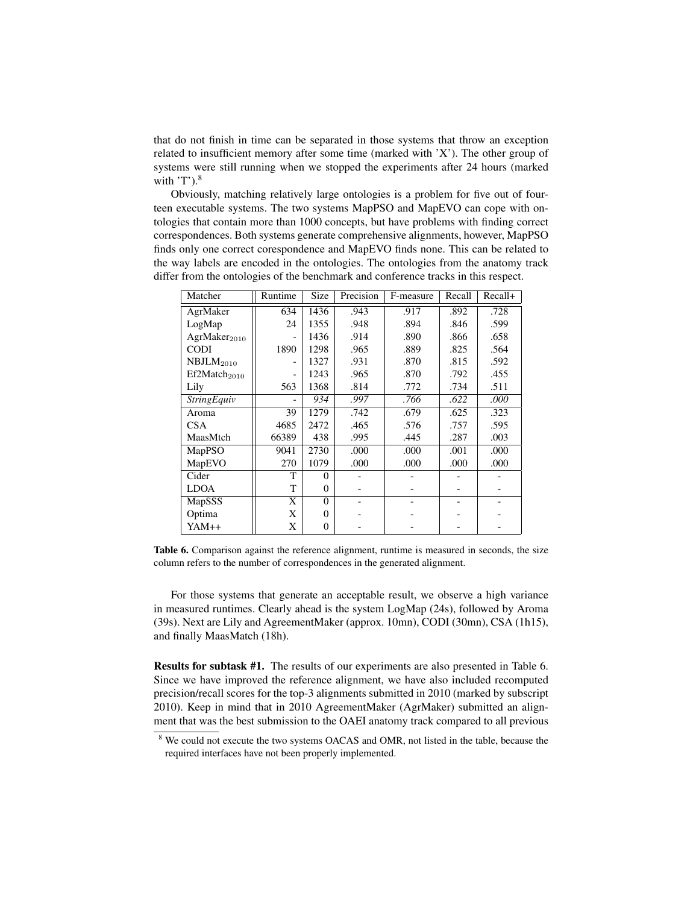that do not finish in time can be separated in those systems that throw an exception related to insufficient memory after some time (marked with 'X'). The other group of systems were still running when we stopped the experiments after 24 hours (marked with 'T').[8]

Obviously, matching relatively large ontologies is a problem for five out of fourteen executable systems. The two systems MapPSO and MapEVO can cope with ontologies that contain more than 1000 concepts, but have problems with finding correct correspondences. Both systems generate comprehensive alignments, however, MapPSO finds only one correct corespondence and MapEVO finds none. This can be related to the way labels are encoded in the ontologies. The ontologies from the anatomy track differ from the ontologies of the benchmark and conference tracks in this respect.

| Matcher | Runtime | Size | Precision | F-measure | Recall | Recall+ |
|---|---|---|---|---|---|---|
| AgrMaker | 634 | 1436 | .943 | .917 | .892 | .728 |
| LogMap | 24 | 1355 | .948 | .894 | .846 | .599 |
| $\text{AgrMaker}_{2010}$ | - | 1436 | .914 | .890 | .866 | .658 |
| CODI | 1890 | 1298 | .965 | .889 | .825 | .564 |
| $\text{NBJLM}_{2010}$ | - | 1327 | .931 | .870 | .815 | .592 |
| $\text{Ef2Match}_{2010}$ | - | 1243 | .965 | .870 | .792 | .455 |
| Lily | 563 | 1368 | .814 | .772 | .734 | .511 |
| *StringEquiv* | - | *934* | *.997* | *.766* | *.622* | *.000* |
| Aroma | 39 | 1279 | .742 | .679 | .625 | .323 |
| CSA | 4685 | 2472 | .465 | .576 | .757 | .595 |
| MaasMtch | 66389 | 438 | .995 | .445 | .287 | .003 |
| MapPSO | 9041 | 2730 | .000 | .000 | .001 | .000 |
| MapEVO | 270 | 1079 | .000 | .000 | .000 | .000 |
| Cider | T | 0 | - | - | - | - |
| LDOA | T | 0 | - | - | - | - |
| MapSSS | X | 0 | - | - | - | - |
| Optima | X | 0 | - | - | - | - |
| YAM++ | X | 0 | - | - | - | - |

**Table 6.** Comparison against the reference alignment, runtime is measured in seconds, the size column refers to the number of correspondences in the generated alignment.

For those systems that generate an acceptable result, we observe a high variance in measured runtimes. Clearly ahead is the system LogMap (24s), followed by Aroma (39s). Next are Lily and AgreementMaker (approx. 10mn), CODI (30mn), CSA (1h15), and finally MaasMatch (18h).

**Results for subtask #1.** The results of our experiments are also presented in Table 6. Since we have improved the reference alignment, we have also included recomputed precision/recall scores for the top-3 alignments submitted in 2010 (marked by subscript 2010). Keep in mind that in 2010 AgreementMaker (AgrMaker) submitted an alignment that was the best submission to the OAEI anatomy track compared to all previous

[8] We could not execute the two systems OACAS and OMR, not listed in the table, because the required interfaces have not been properly implemented.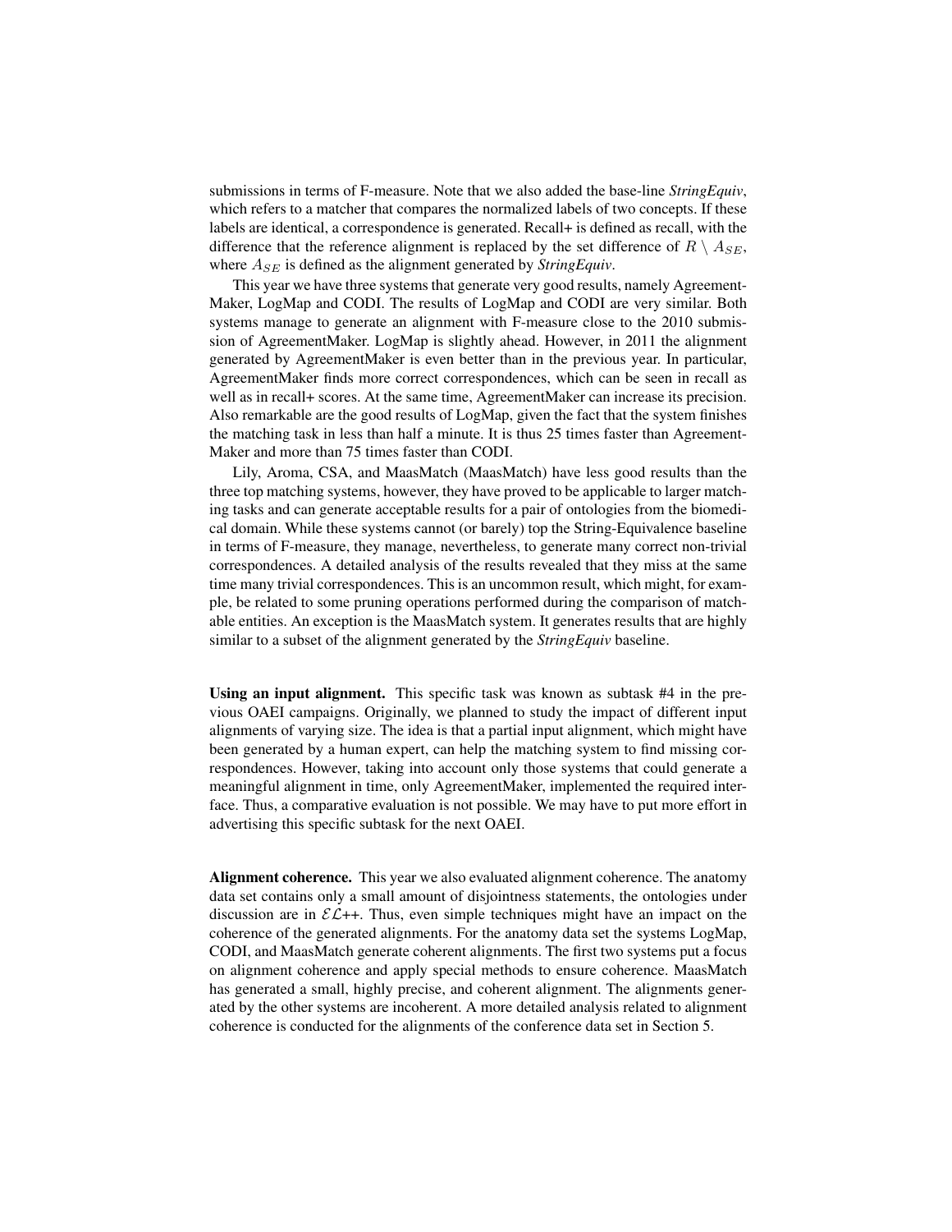submissions in terms of F-measure. Note that we also added the base-line *StringEquiv*, which refers to a matcher that compares the normalized labels of two concepts. If these labels are identical, a correspondence is generated. Recall+ is defined as recall, with the difference that the reference alignment is replaced by the set difference of $R \setminus A_{SE}$, where $A_{SE}$ is defined as the alignment generated by *StringEquiv*.

This year we have three systems that generate very good results, namely AgreementMaker, LogMap and CODI. The results of LogMap and CODI are very similar. Both systems manage to generate an alignment with F-measure close to the 2010 submission of AgreementMaker. LogMap is slightly ahead. However, in 2011 the alignment generated by AgreementMaker is even better than in the previous year. In particular, AgreementMaker finds more correct correspondences, which can be seen in recall as well as in recall+ scores. At the same time, AgreementMaker can increase its precision. Also remarkable are the good results of LogMap, given the fact that the system finishes the matching task in less than half a minute. It is thus 25 times faster than AgreementMaker and more than 75 times faster than CODI.

Lily, Aroma, CSA, and MaasMatch (MaasMatch) have less good results than the three top matching systems, however, they have proved to be applicable to larger matching tasks and can generate acceptable results for a pair of ontologies from the biomedical domain. While these systems cannot (or barely) top the String-Equivalence baseline in terms of F-measure, they manage, nevertheless, to generate many correct non-trivial correspondences. A detailed analysis of the results revealed that they miss at the same time many trivial correspondences. This is an uncommon result, which might, for example, be related to some pruning operations performed during the comparison of matchable entities. An exception is the MaasMatch system. It generates results that are highly similar to a subset of the alignment generated by the *StringEquiv* baseline.

**Using an input alignment.** This specific task was known as subtask #4 in the previous OAEI campaigns. Originally, we planned to study the impact of different input alignments of varying size. The idea is that a partial input alignment, which might have been generated by a human expert, can help the matching system to find missing correspondences. However, taking into account only those systems that could generate a meaningful alignment in time, only AgreementMaker, implemented the required interface. Thus, a comparative evaluation is not possible. We may have to put more effort in advertising this specific subtask for the next OAEI.

**Alignment coherence.** This year we also evaluated alignment coherence. The anatomy data set contains only a small amount of disjointness statements, the ontologies under discussion are in $\mathcal{EL}$++. Thus, even simple techniques might have an impact on the coherence of the generated alignments. For the anatomy data set the systems LogMap, CODI, and MaasMatch generate coherent alignments. The first two systems put a focus on alignment coherence and apply special methods to ensure coherence. MaasMatch has generated a small, highly precise, and coherent alignment. The alignments generated by the other systems are incoherent. A more detailed analysis related to alignment coherence is conducted for the alignments of the conference data set in Section 5.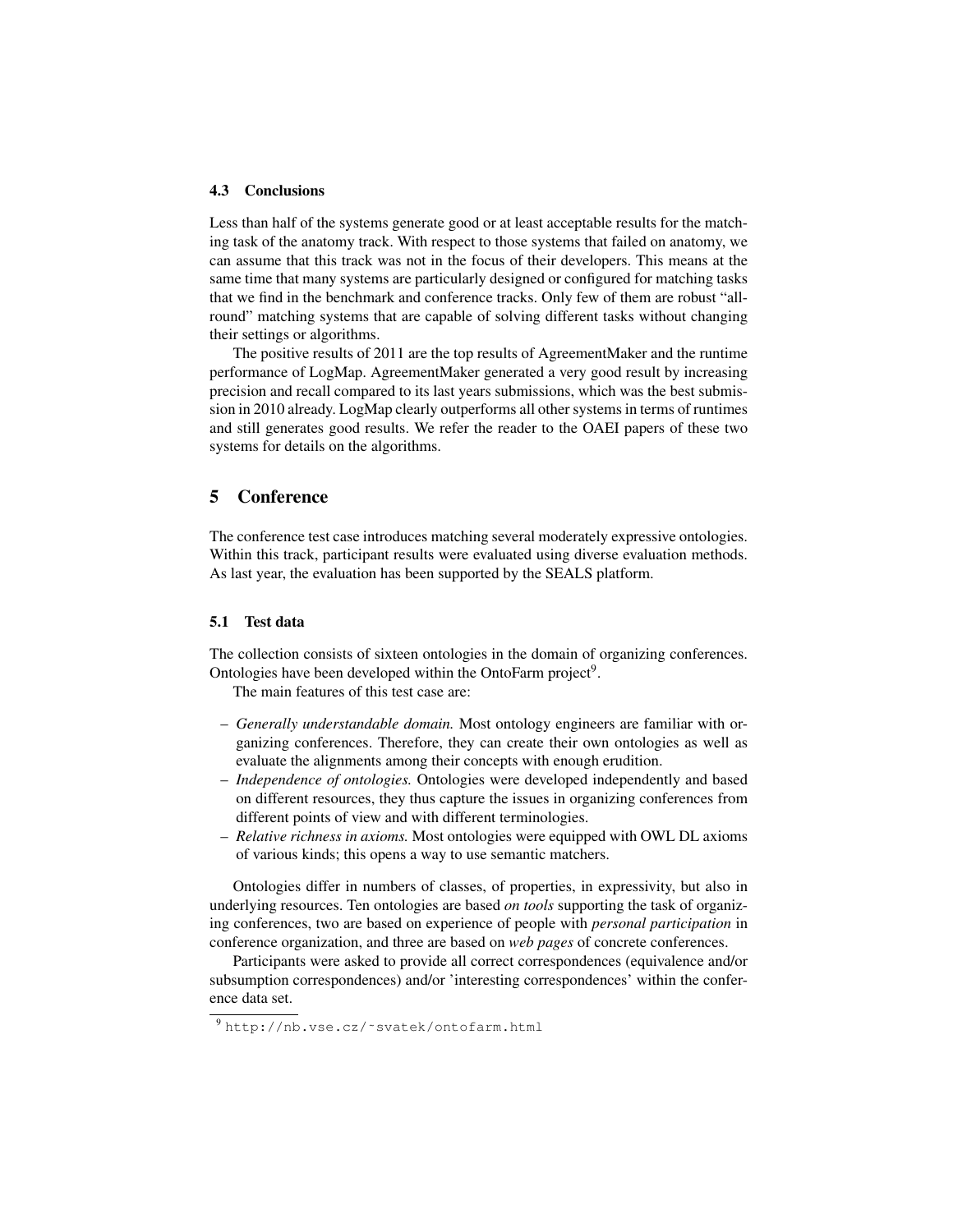### 4.3 Conclusions

Less than half of the systems generate good or at least acceptable results for the matching task of the anatomy track. With respect to those systems that failed on anatomy, we can assume that this track was not in the focus of their developers. This means at the same time that many systems are particularly designed or configured for matching tasks that we find in the benchmark and conference tracks. Only few of them are robust "all-round" matching systems that are capable of solving different tasks without changing their settings or algorithms.

The positive results of 2011 are the top results of AgreementMaker and the runtime performance of LogMap. AgreementMaker generated a very good result by increasing precision and recall compared to its last years submissions, which was the best submission in 2010 already. LogMap clearly outperforms all other systems in terms of runtimes and still generates good results. We refer the reader to the OAEI papers of these two systems for details on the algorithms.

## 5 Conference

The conference test case introduces matching several moderately expressive ontologies. Within this track, participant results were evaluated using diverse evaluation methods. As last year, the evaluation has been supported by the SEALS platform.

### 5.1 Test data

The collection consists of sixteen ontologies in the domain of organizing conferences. Ontologies have been developed within the OntoFarm project[9].

The main features of this test case are:

- *Generally understandable domain.* Most ontology engineers are familiar with organizing conferences. Therefore, they can create their own ontologies as well as evaluate the alignments among their concepts with enough erudition.
- *Independence of ontologies.* Ontologies were developed independently and based on different resources, they thus capture the issues in organizing conferences from different points of view and with different terminologies.
- *Relative richness in axioms.* Most ontologies were equipped with OWL DL axioms of various kinds; this opens a way to use semantic matchers.

Ontologies differ in numbers of classes, of properties, in expressivity, but also in underlying resources. Ten ontologies are based *on tools* supporting the task of organizing conferences, two are based on experience of people with *personal participation* in conference organization, and three are based on *web pages* of concrete conferences.

Participants were asked to provide all correct correspondences (equivalence and/or subsumption correspondences) and/or 'interesting correspondences' within the conference data set.

[9] http://nb.vse.cz/~svatek/ontofarm.html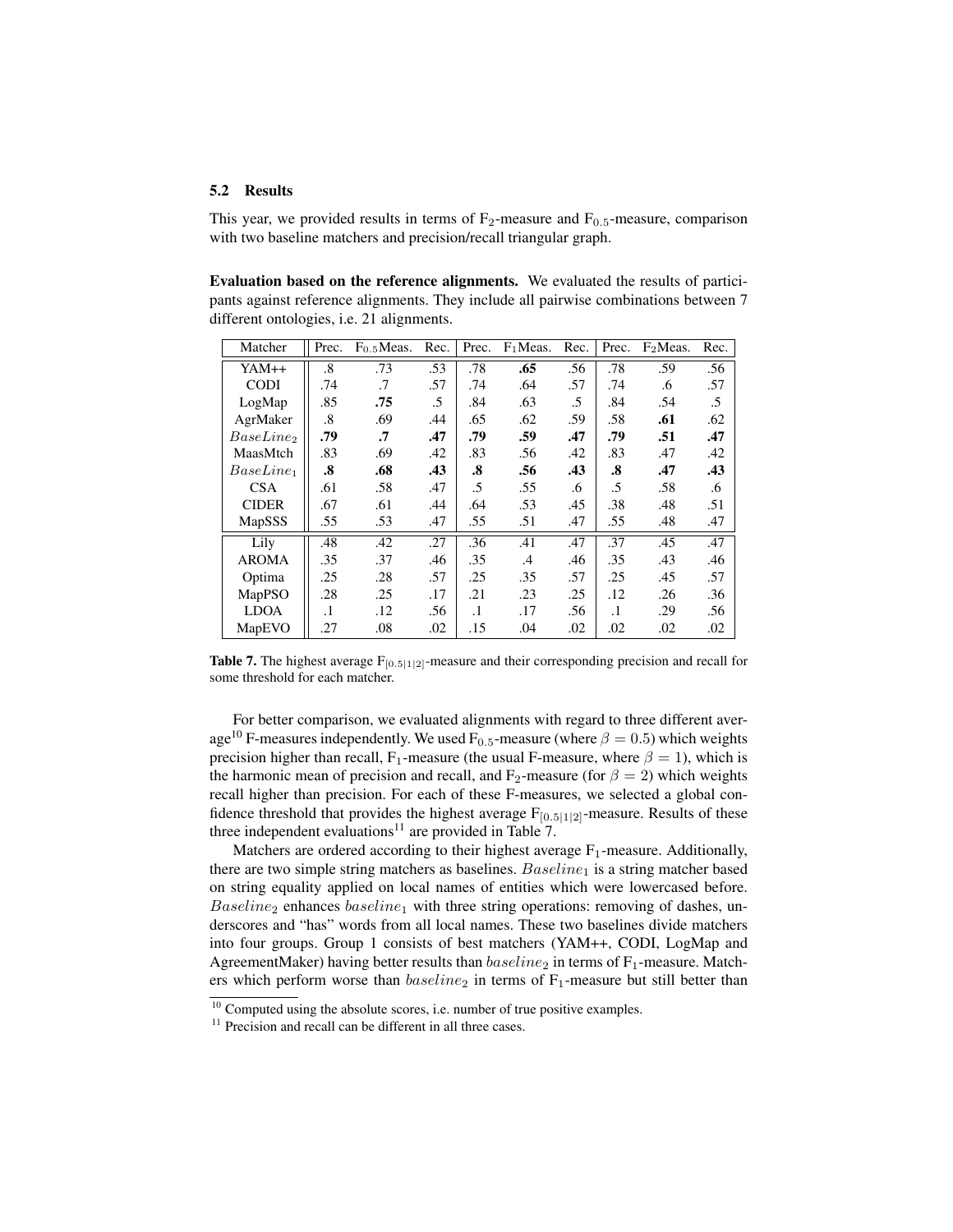### 5.2 Results

This year, we provided results in terms of $F_2$-measure and $F_{0.5}$-measure, comparison with two baseline matchers and precision/recall triangular graph.

**Evaluation based on the reference alignments.** We evaluated the results of participants against reference alignments. They include all pairwise combinations between 7 different ontologies, i.e. 21 alignments.

| Matcher | Prec. | $F_{0.5}$Meas. | Rec. | Prec. | $F_1$Meas. | Rec. | Prec. | $F_2$Meas. | Rec. |
|---|---|---|---|---|---|---|---|---|---|
| YAM++ | .8 | .73 | .53 | .78 | **.65** | .56 | .78 | .59 | .56 |
| CODI | .74 | .7 | .57 | .74 | .64 | .57 | .74 | .6 | .57 |
| LogMap | .85 | **.75** | .5 | .84 | .63 | .5 | .84 | .54 | .5 |
| AgrMaker | .8 | .69 | .44 | .65 | .62 | .59 | .58 | **.61** | .62 |
| $BaseLine_2$ | **.79** | **.7** | **.47** | **.79** | **.59** | **.47** | **.79** | **.51** | **.47** |
| MaasMtch | .83 | .69 | .42 | .83 | .56 | .42 | .83 | .47 | .42 |
| $BaseLine_1$ | **.8** | **.68** | **.43** | **.8** | **.56** | **.43** | **.8** | **.47** | **.43** |
| CSA | .61 | .58 | .47 | .5 | .55 | .6 | .5 | .58 | .6 |
| CIDER | .67 | .61 | .44 | .64 | .53 | .45 | .38 | .48 | .51 |
| MapSSS | .55 | .53 | .47 | .55 | .51 | .47 | .55 | .48 | .47 |
| Lily | .48 | .42 | .27 | .36 | .41 | .47 | .37 | .45 | .47 |
| AROMA | .35 | .37 | .46 | .35 | .4 | .46 | .35 | .43 | .46 |
| Optima | .25 | .28 | .57 | .25 | .35 | .57 | .25 | .45 | .57 |
| MapPSO | .28 | .25 | .17 | .21 | .23 | .25 | .12 | .26 | .36 |
| LDOA | .1 | .12 | .56 | .1 | .17 | .56 | .1 | .29 | .56 |
| MapEVO | .27 | .08 | .02 | .15 | .04 | .02 | .02 | .02 | .02 |

**Table 7.** The highest average $F_{[0.5|1|2]}$-measure and their corresponding precision and recall for some threshold for each matcher.

For better comparison, we evaluated alignments with regard to three different average[10] F-measures independently. We used $F_{0.5}$-measure (where $\beta = 0.5$) which weights precision higher than recall, $F_1$-measure (the usual F-measure, where $\beta = 1$), which is the harmonic mean of precision and recall, and $F_2$-measure (for $\beta = 2$) which weights recall higher than precision. For each of these F-measures, we selected a global confidence threshold that provides the highest average $F_{[0.5|1|2]}$-measure. Results of these three independent evaluations[11] are provided in Table 7.

Matchers are ordered according to their highest average $F_1$-measure. Additionally, there are two simple string matchers as baselines. $Baseline_1$ is a string matcher based on string equality applied on local names of entities which were lowercased before. $Baseline_2$ enhances $baseline_1$ with three string operations: removing of dashes, underscores and "has" words from all local names. These two baselines divide matchers into four groups. Group 1 consists of best matchers (YAM++, CODI, LogMap and AgreementMaker) having better results than $baseline_2$ in terms of $F_1$-measure. Matchers which perform worse than $baseline_2$ in terms of $F_1$-measure but still better than

[10] Computed using the absolute scores, i.e. number of true positive examples.

[11] Precision and recall can be different in all three cases.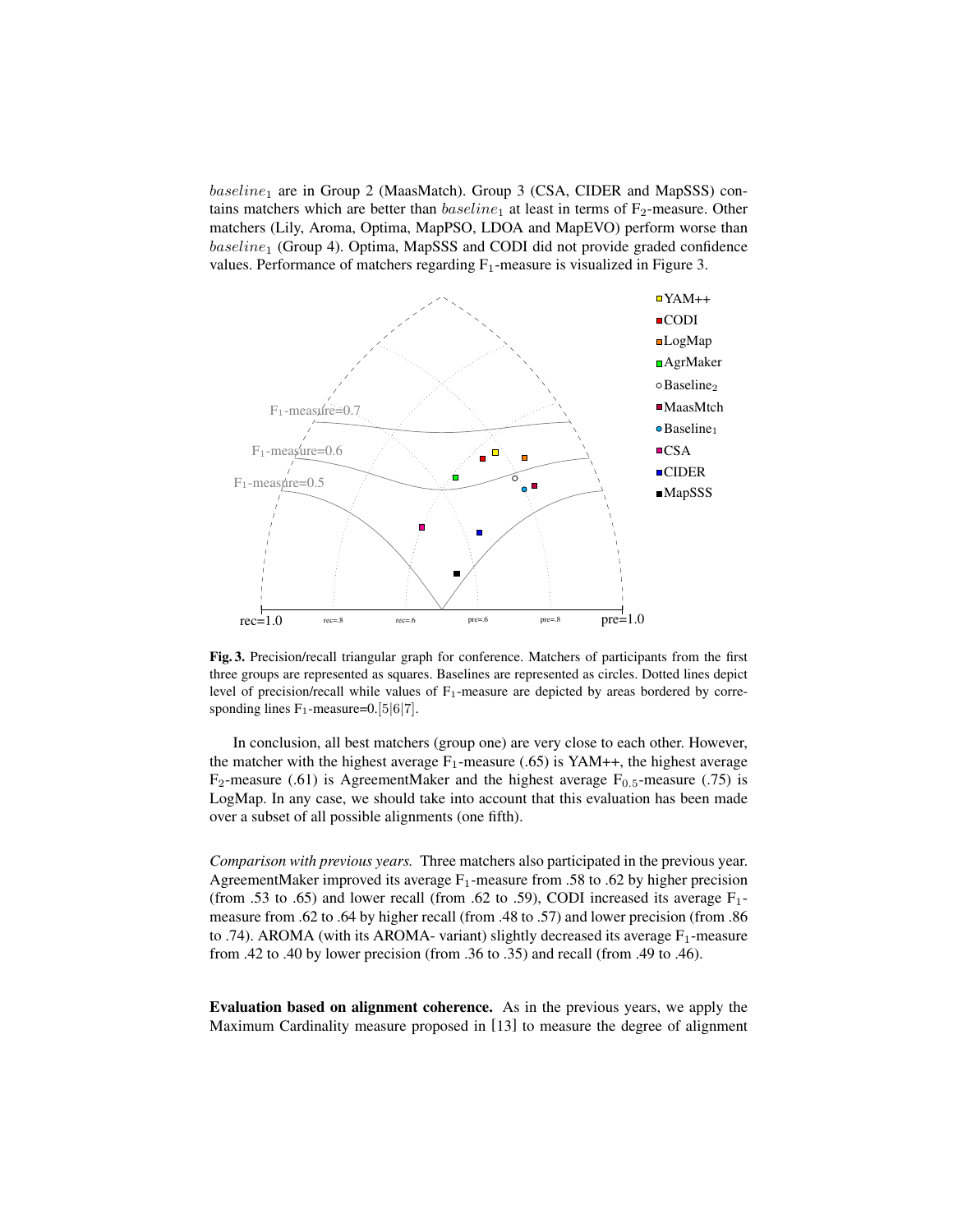$baseline_1$ are in Group 2 (MaasMatch). Group 3 (CSA, CIDER and MapSSS) contains matchers which are better than $baseline_1$ at least in terms of $F_2$-measure. Other matchers (Lily, Aroma, Optima, MapPSO, LDOA and MapEVO) perform worse than $baseline_1$ (Group 4). Optima, MapSSS and CODI did not provide graded confidence values. Performance of matchers regarding $F_1$-measure is visualized in Figure 3.

**Fig. 3.** Precision/recall triangular graph for conference. Matchers of participants from the first three groups are represented as squares. Baselines are represented as circles. Dotted lines depict level of precision/recall while values of $F_1$-measure are depicted by areas bordered by corresponding lines $F_1$-measure=0.[5|6|7].

In conclusion, all best matchers (group one) are very close to each other. However, the matcher with the highest average $F_1$-measure (.65) is YAM++, the highest average $F_2$-measure (.61) is AgreementMaker and the highest average $F_{0.5}$-measure (.75) is LogMap. In any case, we should take into account that this evaluation has been made over a subset of all possible alignments (one fifth).

*Comparison with previous years.* Three matchers also participated in the previous year. AgreementMaker improved its average $F_1$-measure from .58 to .62 by higher precision (from .53 to .65) and lower recall (from .62 to .59), CODI increased its average $F_1$-measure from .62 to .64 by higher recall (from .48 to .57) and lower precision (from .86 to .74). AROMA (with its AROMA- variant) slightly decreased its average $F_1$-measure from .42 to .40 by lower precision (from .36 to .35) and recall (from .49 to .46).

**Evaluation based on alignment coherence.** As in the previous years, we apply the Maximum Cardinality measure proposed in [13] to measure the degree of alignment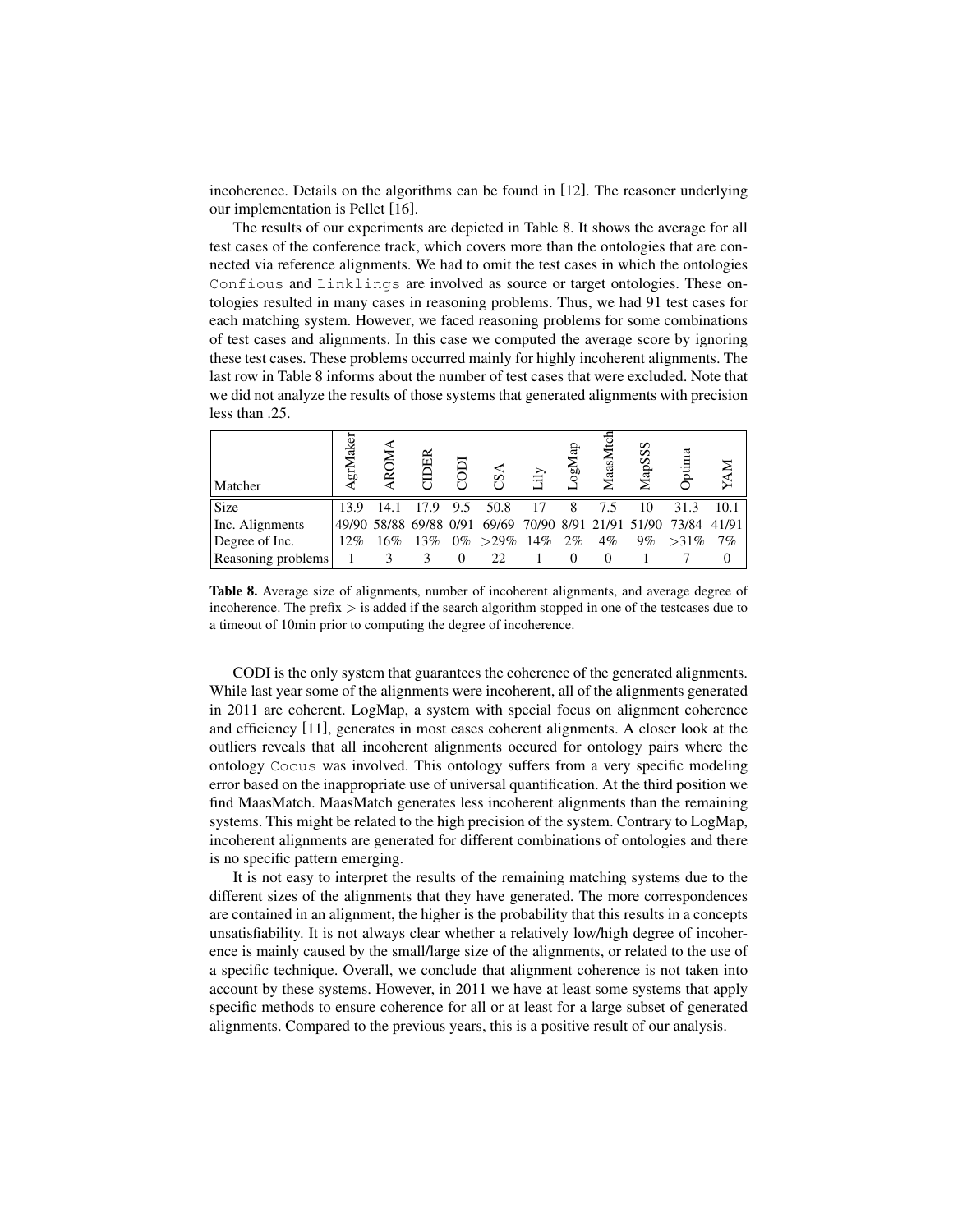incoherence. Details on the algorithms can be found in [12]. The reasoner underlying our implementation is Pellet [16].

The results of our experiments are depicted in Table 8. It shows the average for all test cases of the conference track, which covers more than the ontologies that are connected via reference alignments. We had to omit the test cases in which the ontologies `Confious` and `Linklings` are involved as source or target ontologies. These ontologies resulted in many cases in reasoning problems. Thus, we had 91 test cases for each matching system. However, we faced reasoning problems for some combinations of test cases and alignments. In this case we computed the average score by ignoring these test cases. These problems occurred mainly for highly incoherent alignments. The last row in Table 8 informs about the number of test cases that were excluded. Note that we did not analyze the results of those systems that generated alignments with precision less than .25.

| Matcher | AgrMaker | AROMA | CIDER | CODI | CSA | Lily | LogMap | MaasMtch | MapSSS | Optima | YAM |
|---|---|---|---|---|---|---|---|---|---|---|---|
| Size | 13.9 | 14.1 | 17.9 | 9.5 | 50.8 | 17 | 8 | 7.5 | 10 | 31.3 | 10.1 |
| Inc. Alignments | 49/90 | 58/88 | 69/88 | 0/91 | 69/69 | 70/90 | 8/91 | 21/91 | 51/90 | 73/84 | 41/91 |
| Degree of Inc. | 12% | 16% | 13% | 0% | >29% | 14% | 2% | 4% | 9% | >31% | 7% |
| Reasoning problems | 1 | 3 | 3 | 0 | 22 | 1 | 0 | 0 | 1 | 7 | 0 |

**Table 8.** Average size of alignments, number of incoherent alignments, and average degree of incoherence. The prefix > is added if the search algorithm stopped in one of the testcases due to a timeout of 10min prior to computing the degree of incoherence.

CODI is the only system that guarantees the coherence of the generated alignments. While last year some of the alignments were incoherent, all of the alignments generated in 2011 are coherent. LogMap, a system with special focus on alignment coherence and efficiency [11], generates in most cases coherent alignments. A closer look at the outliers reveals that all incoherent alignments occured for ontology pairs where the ontology `Cocus` was involved. This ontology suffers from a very specific modeling error based on the inappropriate use of universal quantification. At the third position we find MaasMatch. MaasMatch generates less incoherent alignments than the remaining systems. This might be related to the high precision of the system. Contrary to LogMap, incoherent alignments are generated for different combinations of ontologies and there is no specific pattern emerging.

It is not easy to interpret the results of the remaining matching systems due to the different sizes of the alignments that they have generated. The more correspondences are contained in an alignment, the higher is the probability that this results in a concepts unsatisfiability. It is not always clear whether a relatively low/high degree of incoherence is mainly caused by the small/large size of the alignments, or related to the use of a specific technique. Overall, we conclude that alignment coherence is not taken into account by these systems. However, in 2011 we have at least some systems that apply specific methods to ensure coherence for all or at least for a large subset of generated alignments. Compared to the previous years, this is a positive result of our analysis.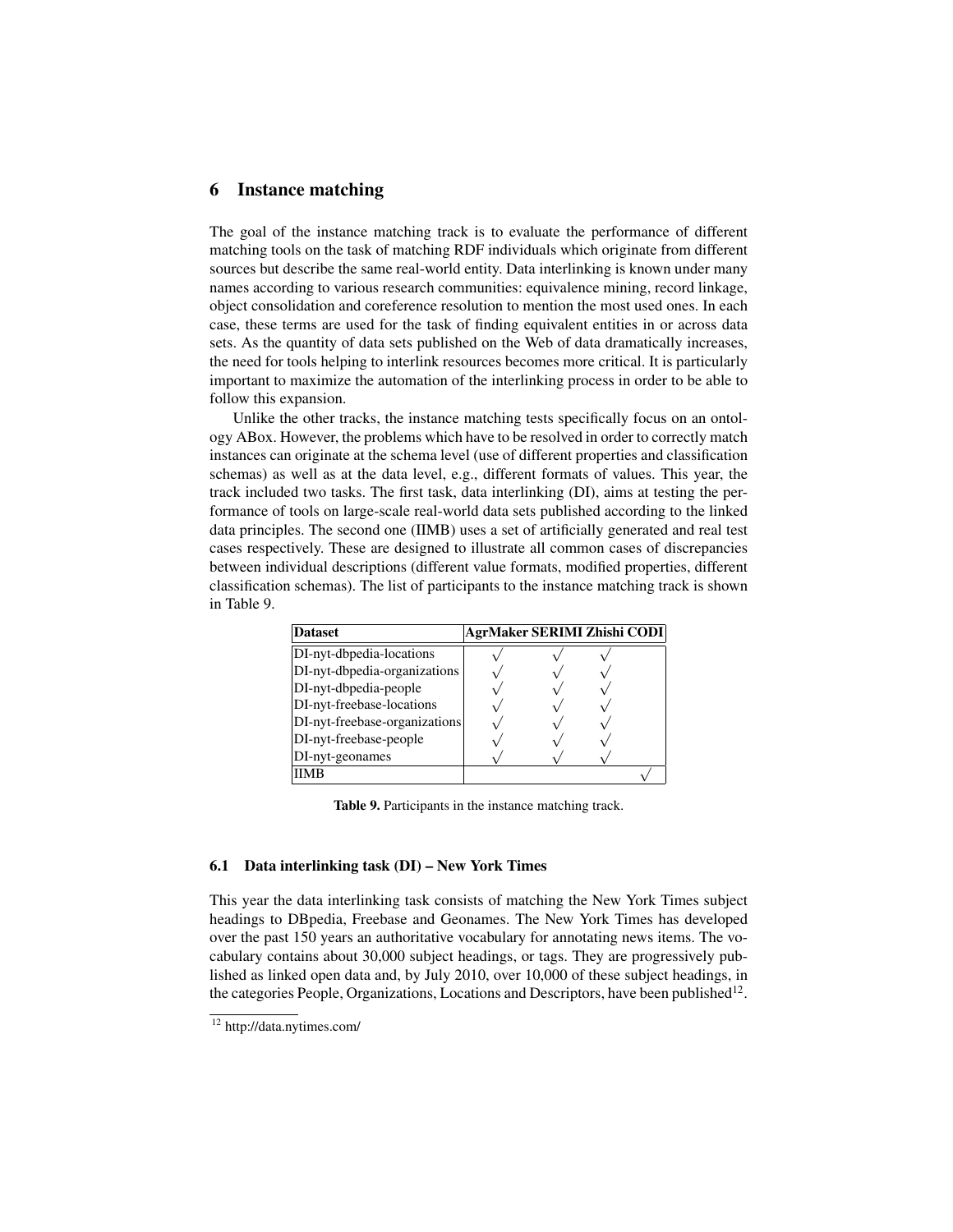## 6 Instance matching

The goal of the instance matching track is to evaluate the performance of different matching tools on the task of matching RDF individuals which originate from different sources but describe the same real-world entity. Data interlinking is known under many names according to various research communities: equivalence mining, record linkage, object consolidation and coreference resolution to mention the most used ones. In each case, these terms are used for the task of finding equivalent entities in or across data sets. As the quantity of data sets published on the Web of data dramatically increases, the need for tools helping to interlink resources becomes more critical. It is particularly important to maximize the automation of the interlinking process in order to be able to follow this expansion.

Unlike the other tracks, the instance matching tests specifically focus on an ontology ABox. However, the problems which have to be resolved in order to correctly match instances can originate at the schema level (use of different properties and classification schemas) as well as at the data level, e.g., different formats of values. This year, the track included two tasks. The first task, data interlinking (DI), aims at testing the performance of tools on large-scale real-world data sets published according to the linked data principles. The second one (IIMB) uses a set of artificially generated and real test cases respectively. These are designed to illustrate all common cases of discrepancies between individual descriptions (different value formats, modified properties, different classification schemas). The list of participants to the instance matching track is shown in Table 9.

| Dataset | AgrMaker | SERIMI | Zhishi | CODI |
|---|---|---|---|---|
| DI-nyt-dbpedia-locations | √ | √ | √ | |
| DI-nyt-dbpedia-organizations | √ | √ | √ | |
| DI-nyt-dbpedia-people | √ | √ | √ | |
| DI-nyt-freebase-locations | √ | √ | √ | |
| DI-nyt-freebase-organizations | √ | √ | √ | |
| DI-nyt-freebase-people | √ | √ | √ | |
| DI-nyt-geonames | √ | √ | √ | |
| IIMB | | | | √ |

**Table 9.** Participants in the instance matching track.

### 6.1 Data interlinking task (DI) – New York Times

This year the data interlinking task consists of matching the New York Times subject headings to DBpedia, Freebase and Geonames. The New York Times has developed over the past 150 years an authoritative vocabulary for annotating news items. The vocabulary contains about 30,000 subject headings, or tags. They are progressively published as linked open data and, by July 2010, over 10,000 of these subject headings, in the categories People, Organizations, Locations and Descriptors, have been published[12].

[12] http://data.nytimes.com/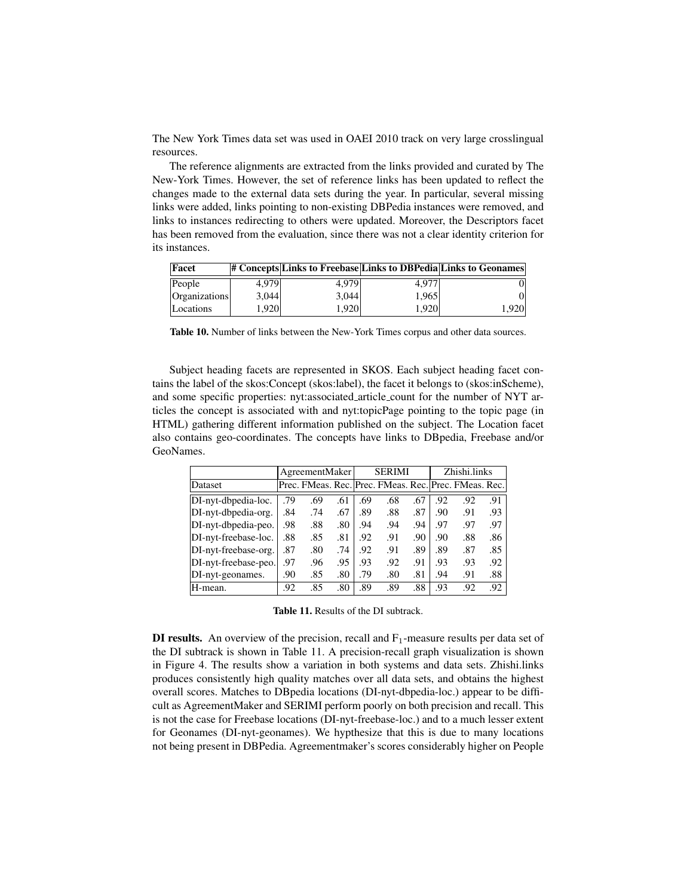The New York Times data set was used in OAEI 2010 track on very large crosslingual resources.

The reference alignments are extracted from the links provided and curated by The New-York Times. However, the set of reference links has been updated to reflect the changes made to the external data sets during the year. In particular, several missing links were added, links pointing to non-existing DBPedia instances were removed, and links to instances redirecting to others were updated. Moreover, the Descriptors facet has been removed from the evaluation, since there was not a clear identity criterion for its instances.

| Facet | # Concepts | Links to Freebase | Links to DBPedia | Links to Geonames |
|---|---|---|---|---|
| People | 4,979 | 4,979 | 4,977 | 0 |
| Organizations | 3,044 | 3,044 | 1,965 | 0 |
| Locations | 1,920 | 1,920 | 1,920 | 1,920 |

**Table 10.** Number of links between the New-York Times corpus and other data sources.

Subject heading facets are represented in SKOS. Each subject heading facet contains the label of the skos:Concept (skos:label), the facet it belongs to (skos:inScheme), and some specific properties: nyt:associated_article_count for the number of NYT articles the concept is associated with and nyt:topicPage pointing to the topic page (in HTML) gathering different information published on the subject. The Location facet also contains geo-coordinates. The concepts have links to DBpedia, Freebase and/or GeoNames.

| | AgreementMaker | | | SERIMI | | | Zhishi.links | | |
|---|---|---|---|---|---|---|---|---|---|
| Dataset | Prec. | FMeas. | Rec. | Prec. | FMeas. | Rec. | Prec. | FMeas. | Rec. |
| DI-nyt-dbpedia-loc. | .79 | .69 | .61 | .69 | .68 | .67 | .92 | .92 | .91 |
| DI-nyt-dbpedia-org. | .84 | .74 | .67 | .89 | .88 | .87 | .90 | .91 | .93 |
| DI-nyt-dbpedia-peo. | .98 | .88 | .80 | .94 | .94 | .94 | .97 | .97 | .97 |
| DI-nyt-freebase-loc. | .88 | .85 | .81 | .92 | .91 | .90 | .90 | .88 | .86 |
| DI-nyt-freebase-org. | .87 | .80 | .74 | .92 | .91 | .89 | .89 | .87 | .85 |
| DI-nyt-freebase-peo. | .97 | .96 | .95 | .93 | .92 | .91 | .93 | .93 | .92 |
| DI-nyt-geonames. | .90 | .85 | .80 | .79 | .80 | .81 | .94 | .91 | .88 |
| H-mean. | .92 | .85 | .80 | .89 | .89 | .88 | .93 | .92 | .92 |

**Table 11.** Results of the DI subtrack.

**DI results.** An overview of the precision, recall and $F_1$-measure results per data set of the DI subtrack is shown in Table 11. A precision-recall graph visualization is shown in Figure 4. The results show a variation in both systems and data sets. Zhishi.links produces consistently high quality matches over all data sets, and obtains the highest overall scores. Matches to DBpedia locations (DI-nyt-dbpedia-loc.) appear to be difficult as AgreementMaker and SERIMI perform poorly on both precision and recall. This is not the case for Freebase locations (DI-nyt-freebase-loc.) and to a much lesser extent for Geonames (DI-nyt-geonames). We hypthesize that this is due to many locations not being present in DBPedia. Agreementmaker's scores considerably higher on People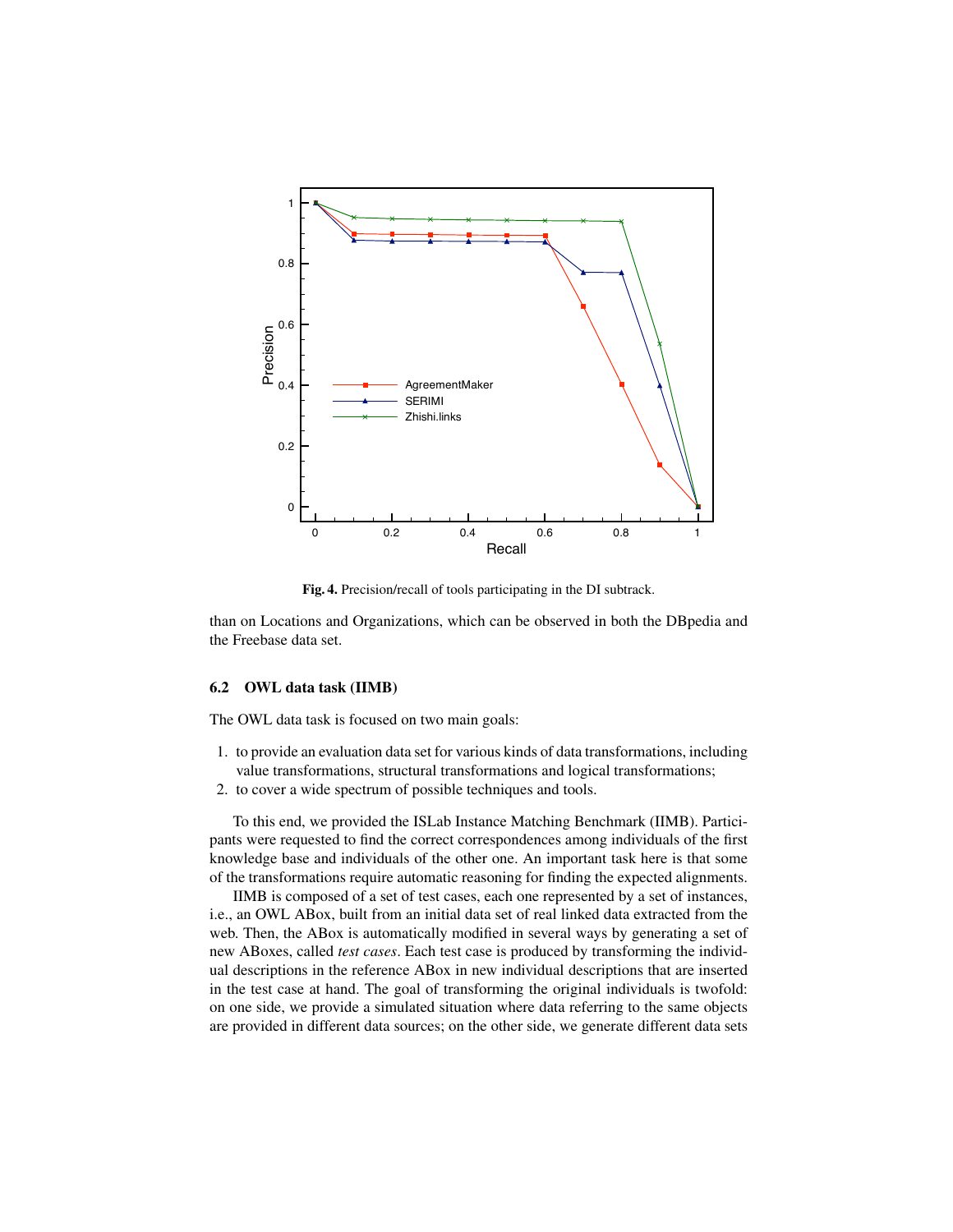**Fig. 4.** Precision/recall of tools participating in the DI subtrack.

than on Locations and Organizations, which can be observed in both the DBpedia and the Freebase data set.

### 6.2 OWL data task (IIMB)

The OWL data task is focused on two main goals:

1. to provide an evaluation data set for various kinds of data transformations, including value transformations, structural transformations and logical transformations;
2. to cover a wide spectrum of possible techniques and tools.

To this end, we provided the ISLab Instance Matching Benchmark (IIMB). Participants were requested to find the correct correspondences among individuals of the first knowledge base and individuals of the other one. An important task here is that some of the transformations require automatic reasoning for finding the expected alignments.

IIMB is composed of a set of test cases, each one represented by a set of instances, i.e., an OWL ABox, built from an initial data set of real linked data extracted from the web. Then, the ABox is automatically modified in several ways by generating a set of new ABoxes, called *test cases*. Each test case is produced by transforming the individual descriptions in the reference ABox in new individual descriptions that are inserted in the test case at hand. The goal of transforming the original individuals is twofold: on one side, we provide a simulated situation where data referring to the same objects are provided in different data sources; on the other side, we generate different data sets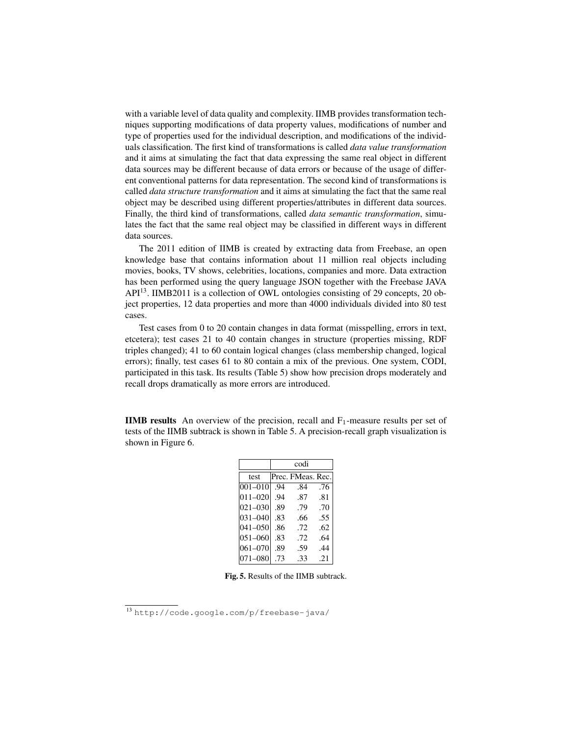with a variable level of data quality and complexity. IIMB provides transformation techniques supporting modifications of data property values, modifications of number and type of properties used for the individual description, and modifications of the individuals classification. The first kind of transformations is called *data value transformation* and it aims at simulating the fact that data expressing the same real object in different data sources may be different because of data errors or because of the usage of different conventional patterns for data representation. The second kind of transformations is called *data structure transformation* and it aims at simulating the fact that the same real object may be described using different properties/attributes in different data sources. Finally, the third kind of transformations, called *data semantic transformation*, simulates the fact that the same real object may be classified in different ways in different data sources.

The 2011 edition of IIMB is created by extracting data from Freebase, an open knowledge base that contains information about 11 million real objects including movies, books, TV shows, celebrities, locations, companies and more. Data extraction has been performed using the query language JSON together with the Freebase JAVA API[13]. IIMB2011 is a collection of OWL ontologies consisting of 29 concepts, 20 object properties, 12 data properties and more than 4000 individuals divided into 80 test cases.

Test cases from 0 to 20 contain changes in data format (misspelling, errors in text, etcetera); test cases 21 to 40 contain changes in structure (properties missing, RDF triples changed); 41 to 60 contain logical changes (class membership changed, logical errors); finally, test cases 61 to 80 contain a mix of the previous. One system, CODI, participated in this task. Its results (Table 5) show how precision drops moderately and recall drops dramatically as more errors are introduced.

**IIMB results** An overview of the precision, recall and $F_1$-measure results per set of tests of the IIMB subtrack is shown in Table 5. A precision-recall graph visualization is shown in Figure 6.

| | codi | | |
|---|---|---|---|
| test | Prec. | FMeas. | Rec. |
| 001–010 | .94 | .84 | .76 |
| 011–020 | .94 | .87 | .81 |
| 021–030 | .89 | .79 | .70 |
| 031–040 | .83 | .66 | .55 |
| 041–050 | .86 | .72 | .62 |
| 051–060 | .83 | .72 | .64 |
| 061–070 | .89 | .59 | .44 |
| 071–080 | .73 | .33 | .21 |

**Fig. 5.** Results of the IIMB subtrack.

[13] http://code.google.com/p/freebase-java/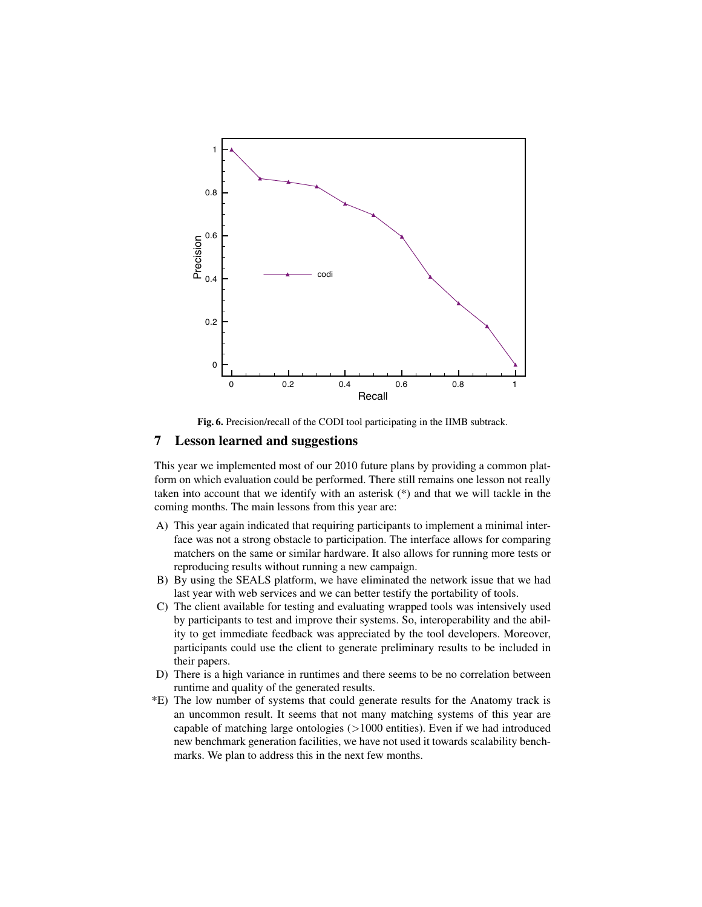Fig. 6. Precision/recall of the CODI tool participating in the IIMB subtrack.

## 7 Lesson learned and suggestions

This year we implemented most of our 2010 future plans by providing a common platform on which evaluation could be performed. There still remains one lesson not really taken into account that we identify with an asterisk (*) and that we will tackle in the coming months. The main lessons from this year are:

A) This year again indicated that requiring participants to implement a minimal interface was not a strong obstacle to participation. The interface allows for comparing matchers on the same or similar hardware. It also allows for running more tests or reproducing results without running a new campaign.

B) By using the SEALS platform, we have eliminated the network issue that we had last year with web services and we can better testify the portability of tools.

C) The client available for testing and evaluating wrapped tools was intensively used by participants to test and improve their systems. So, interoperability and the ability to get immediate feedback was appreciated by the tool developers. Moreover, participants could use the client to generate preliminary results to be included in their papers.

D) There is a high variance in runtimes and there seems to be no correlation between runtime and quality of the generated results.

*E) The low number of systems that could generate results for the Anatomy track is an uncommon result. It seems that not many matching systems of this year are capable of matching large ontologies (>1000 entities). Even if we had introduced new benchmark generation facilities, we have not used it towards scalability benchmarks. We plan to address this in the next few months.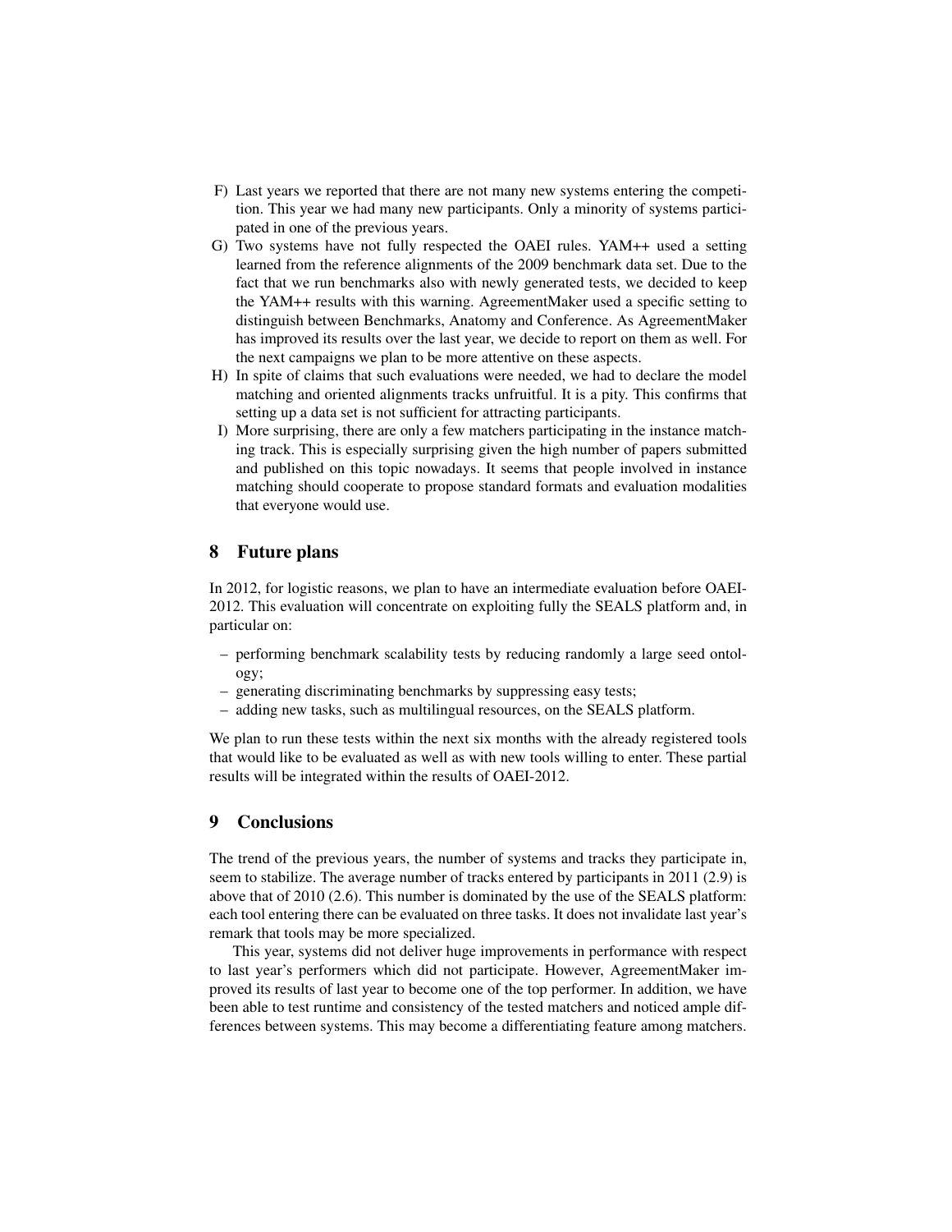F) Last years we reported that there are not many new systems entering the competition. This year we had many new participants. Only a minority of systems participated in one of the previous years.
G) Two systems have not fully respected the OAEI rules. YAM++ used a setting learned from the reference alignments of the 2009 benchmark data set. Due to the fact that we run benchmarks also with newly generated tests, we decided to keep the YAM++ results with this warning. AgreementMaker used a specific setting to distinguish between Benchmarks, Anatomy and Conference. As AgreementMaker has improved its results over the last year, we decide to report on them as well. For the next campaigns we plan to be more attentive on these aspects.
H) In spite of claims that such evaluations were needed, we had to declare the model matching and oriented alignments tracks unfruitful. It is a pity. This confirms that setting up a data set is not sufficient for attracting participants.
I) More surprising, there are only a few matchers participating in the instance matching track. This is especially surprising given the high number of papers submitted and published on this topic nowadays. It seems that people involved in instance matching should cooperate to propose standard formats and evaluation modalities that everyone would use.

## 8 Future plans

In 2012, for logistic reasons, we plan to have an intermediate evaluation before OAEI-2012. This evaluation will concentrate on exploiting fully the SEALS platform and, in particular on:

- performing benchmark scalability tests by reducing randomly a large seed ontology;
- generating discriminating benchmarks by suppressing easy tests;
- adding new tasks, such as multilingual resources, on the SEALS platform.

We plan to run these tests within the next six months with the already registered tools that would like to be evaluated as well as with new tools willing to enter. These partial results will be integrated within the results of OAEI-2012.

## 9 Conclusions

The trend of the previous years, the number of systems and tracks they participate in, seem to stabilize. The average number of tracks entered by participants in 2011 (2.9) is above that of 2010 (2.6). This number is dominated by the use of the SEALS platform: each tool entering there can be evaluated on three tasks. It does not invalidate last year's remark that tools may be more specialized.

This year, systems did not deliver huge improvements in performance with respect to last year's performers which did not participate. However, AgreementMaker improved its results of last year to become one of the top performer. In addition, we have been able to test runtime and consistency of the tested matchers and noticed ample differences between systems. This may become a differentiating feature among matchers.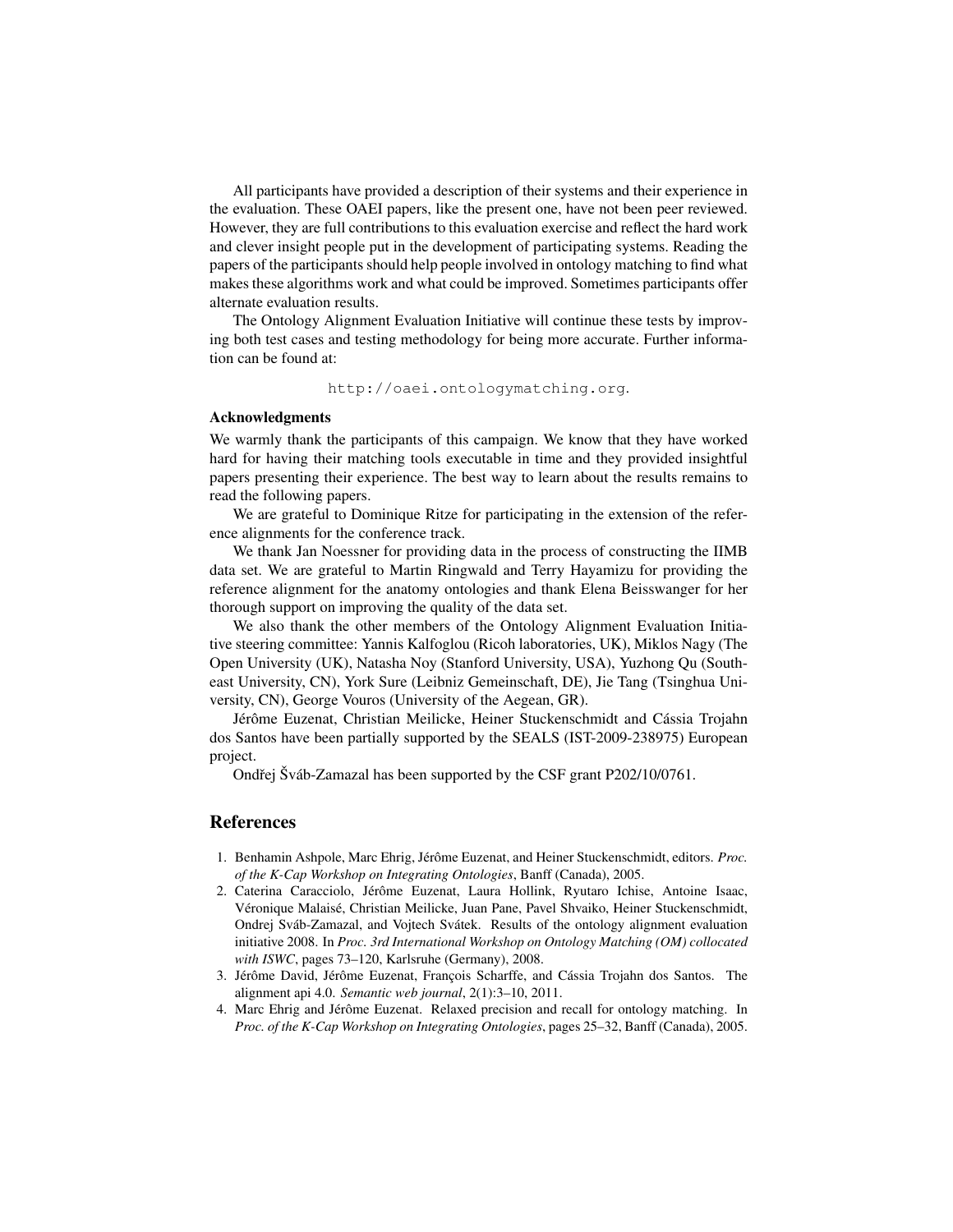All participants have provided a description of their systems and their experience in the evaluation. These OAEI papers, like the present one, have not been peer reviewed. However, they are full contributions to this evaluation exercise and reflect the hard work and clever insight people put in the development of participating systems. Reading the papers of the participants should help people involved in ontology matching to find what makes these algorithms work and what could be improved. Sometimes participants offer alternate evaluation results.

The Ontology Alignment Evaluation Initiative will continue these tests by improving both test cases and testing methodology for being more accurate. Further information can be found at:

http://oaei.ontologymatching.org.

### Acknowledgments

We warmly thank the participants of this campaign. We know that they have worked hard for having their matching tools executable in time and they provided insightful papers presenting their experience. The best way to learn about the results remains to read the following papers.

We are grateful to Dominique Ritze for participating in the extension of the reference alignments for the conference track.

We thank Jan Noessner for providing data in the process of constructing the IIMB data set. We are grateful to Martin Ringwald and Terry Hayamizu for providing the reference alignment for the anatomy ontologies and thank Elena Beisswanger for her thorough support on improving the quality of the data set.

We also thank the other members of the Ontology Alignment Evaluation Initiative steering committee: Yannis Kalfoglou (Ricoh laboratories, UK), Miklos Nagy (The Open University (UK), Natasha Noy (Stanford University, USA), Yuzhong Qu (Southeast University, CN), York Sure (Leibniz Gemeinschaft, DE), Jie Tang (Tsinghua University, CN), George Vouros (University of the Aegean, GR).

Jérôme Euzenat, Christian Meilicke, Heiner Stuckenschmidt and Cássia Trojahn dos Santos have been partially supported by the SEALS (IST-2009-238975) European project.

Ondřej Šváb-Zamazal has been supported by the CSF grant P202/10/0761.

## References

1. Benhamin Ashpole, Marc Ehrig, Jérôme Euzenat, and Heiner Stuckenschmidt, editors. *Proc. of the K-Cap Workshop on Integrating Ontologies*, Banff (Canada), 2005.
2. Caterina Caracciolo, Jérôme Euzenat, Laura Hollink, Ryutaro Ichise, Antoine Isaac, Véronique Malaisé, Christian Meilicke, Juan Pane, Pavel Shvaiko, Heiner Stuckenschmidt, Ondrej Sváb-Zamazal, and Vojtech Svátek. Results of the ontology alignment evaluation initiative 2008. In *Proc. 3rd International Workshop on Ontology Matching (OM) collocated with ISWC*, pages 73–120, Karlsruhe (Germany), 2008.
3. Jérôme David, Jérôme Euzenat, François Scharffe, and Cássia Trojahn dos Santos. The alignment api 4.0. *Semantic web journal*, 2(1):3–10, 2011.
4. Marc Ehrig and Jérôme Euzenat. Relaxed precision and recall for ontology matching. In *Proc. of the K-Cap Workshop on Integrating Ontologies*, pages 25–32, Banff (Canada), 2005.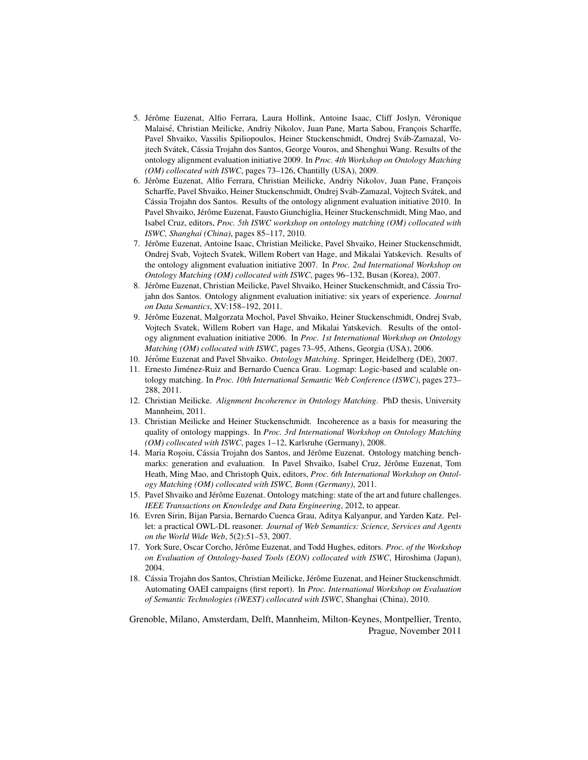5. Jérôme Euzenat, Alfio Ferrara, Laura Hollink, Antoine Isaac, Cliff Joslyn, Véronique Malaisé, Christian Meilicke, Andriy Nikolov, Juan Pane, Marta Sabou, François Scharffe, Pavel Shvaiko, Vassilis Spiliopoulos, Heiner Stuckenschmidt, Ondrej Sváb-Zamazal, Vojtech Svátek, Cássia Trojahn dos Santos, George Vouros, and Shenghui Wang. Results of the ontology alignment evaluation initiative 2009. In *Proc. 4th Workshop on Ontology Matching (OM) collocated with ISWC*, pages 73–126, Chantilly (USA), 2009.
6. Jérôme Euzenat, Alfio Ferrara, Christian Meilicke, Andriy Nikolov, Juan Pane, François Scharffe, Pavel Shvaiko, Heiner Stuckenschmidt, Ondrej Sváb-Zamazal, Vojtech Svátek, and Cássia Trojahn dos Santos. Results of the ontology alignment evaluation initiative 2010. In Pavel Shvaiko, Jérôme Euzenat, Fausto Giunchiglia, Heiner Stuckenschmidt, Ming Mao, and Isabel Cruz, editors, *Proc. 5th ISWC workshop on ontology matching (OM) collocated with ISWC, Shanghai (China)*, pages 85–117, 2010.
7. Jérôme Euzenat, Antoine Isaac, Christian Meilicke, Pavel Shvaiko, Heiner Stuckenschmidt, Ondrej Svab, Vojtech Svatek, Willem Robert van Hage, and Mikalai Yatskevich. Results of the ontology alignment evaluation initiative 2007. In *Proc. 2nd International Workshop on Ontology Matching (OM) collocated with ISWC*, pages 96–132, Busan (Korea), 2007.
8. Jérôme Euzenat, Christian Meilicke, Pavel Shvaiko, Heiner Stuckenschmidt, and Cássia Trojahn dos Santos. Ontology alignment evaluation initiative: six years of experience. *Journal on Data Semantics*, XV:158–192, 2011.
9. Jérôme Euzenat, Malgorzata Mochol, Pavel Shvaiko, Heiner Stuckenschmidt, Ondrej Svab, Vojtech Svatek, Willem Robert van Hage, and Mikalai Yatskevich. Results of the ontology alignment evaluation initiative 2006. In *Proc. 1st International Workshop on Ontology Matching (OM) collocated with ISWC*, pages 73–95, Athens, Georgia (USA), 2006.
10. Jérôme Euzenat and Pavel Shvaiko. *Ontology Matching*. Springer, Heidelberg (DE), 2007.
11. Ernesto Jiménez-Ruiz and Bernardo Cuenca Grau. Logmap: Logic-based and scalable ontology matching. In *Proc. 10th International Semantic Web Conference (ISWC)*, pages 273–288, 2011.
12. Christian Meilicke. *Alignment Incoherence in Ontology Matching*. PhD thesis, University Mannheim, 2011.
13. Christian Meilicke and Heiner Stuckenschmidt. Incoherence as a basis for measuring the quality of ontology mappings. In *Proc. 3rd International Workshop on Ontology Matching (OM) collocated with ISWC*, pages 1–12, Karlsruhe (Germany), 2008.
14. Maria Roşoiu, Cássia Trojahn dos Santos, and Jérôme Euzenat. Ontology matching benchmarks: generation and evaluation. In Pavel Shvaiko, Isabel Cruz, Jérôme Euzenat, Tom Heath, Ming Mao, and Christoph Quix, editors, *Proc. 6th International Workshop on Ontology Matching (OM) collocated with ISWC, Bonn (Germany)*, 2011.
15. Pavel Shvaiko and Jérôme Euzenat. Ontology matching: state of the art and future challenges. *IEEE Transactions on Knowledge and Data Engineering*, 2012, to appear.
16. Evren Sirin, Bijan Parsia, Bernardo Cuenca Grau, Aditya Kalyanpur, and Yarden Katz. Pellet: a practical OWL-DL reasoner. *Journal of Web Semantics: Science, Services and Agents on the World Wide Web*, 5(2):51–53, 2007.
17. York Sure, Oscar Corcho, Jérôme Euzenat, and Todd Hughes, editors. *Proc. of the Workshop on Evaluation of Ontology-based Tools (EON) collocated with ISWC*, Hiroshima (Japan), 2004.
18. Cássia Trojahn dos Santos, Christian Meilicke, Jérôme Euzenat, and Heiner Stuckenschmidt. Automating OAEI campaigns (first report). In *Proc. International Workshop on Evaluation of Semantic Technologies (iWEST) collocated with ISWC*, Shanghai (China), 2010.

Grenoble, Milano, Amsterdam, Delft, Mannheim, Milton-Keynes, Montpellier, Trento, Prague, November 2011